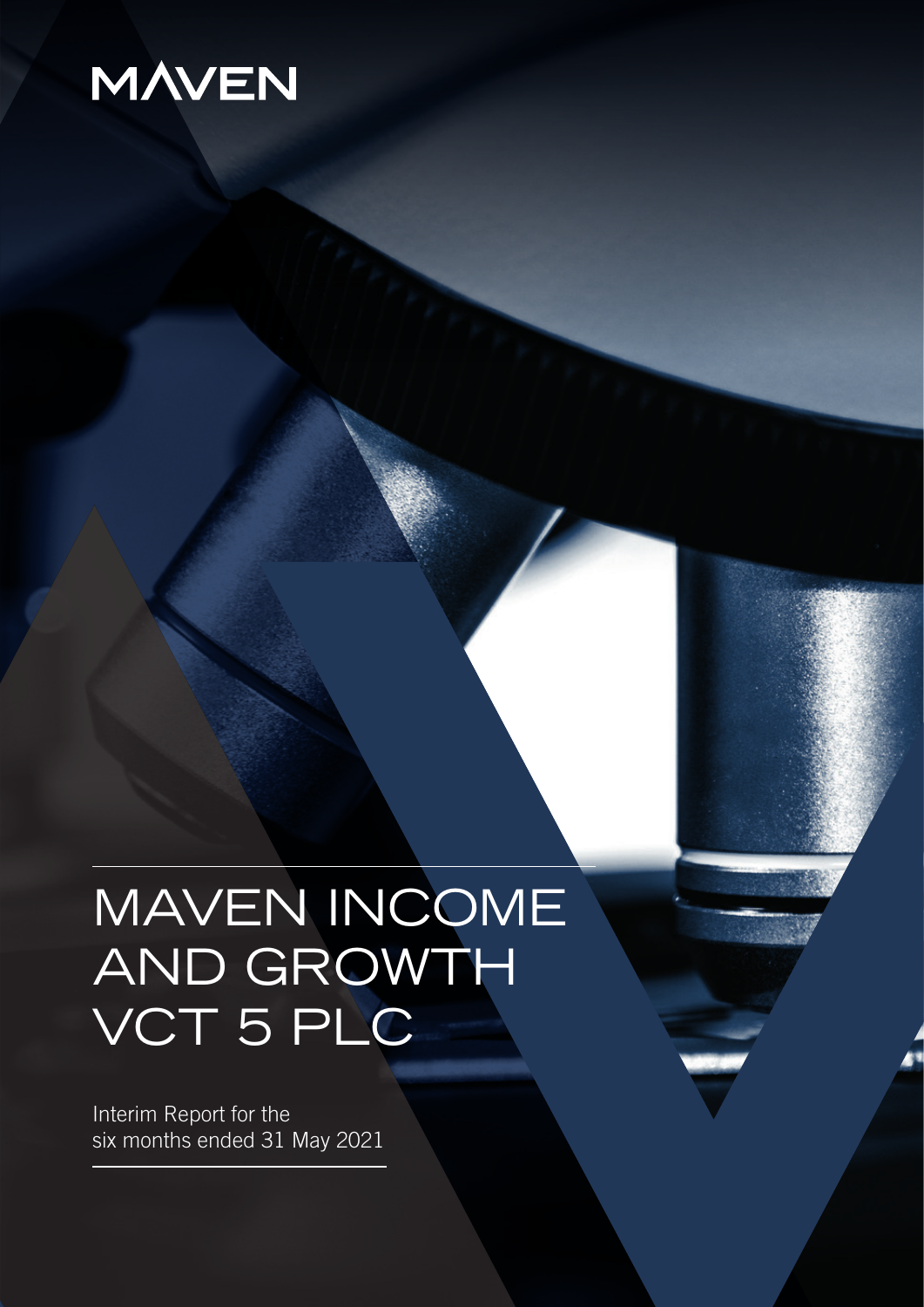MAVEN

# MAVEN INCOME AND GROWTH VCT 5 PLC

Interim Report for the six months ended 31 May 2021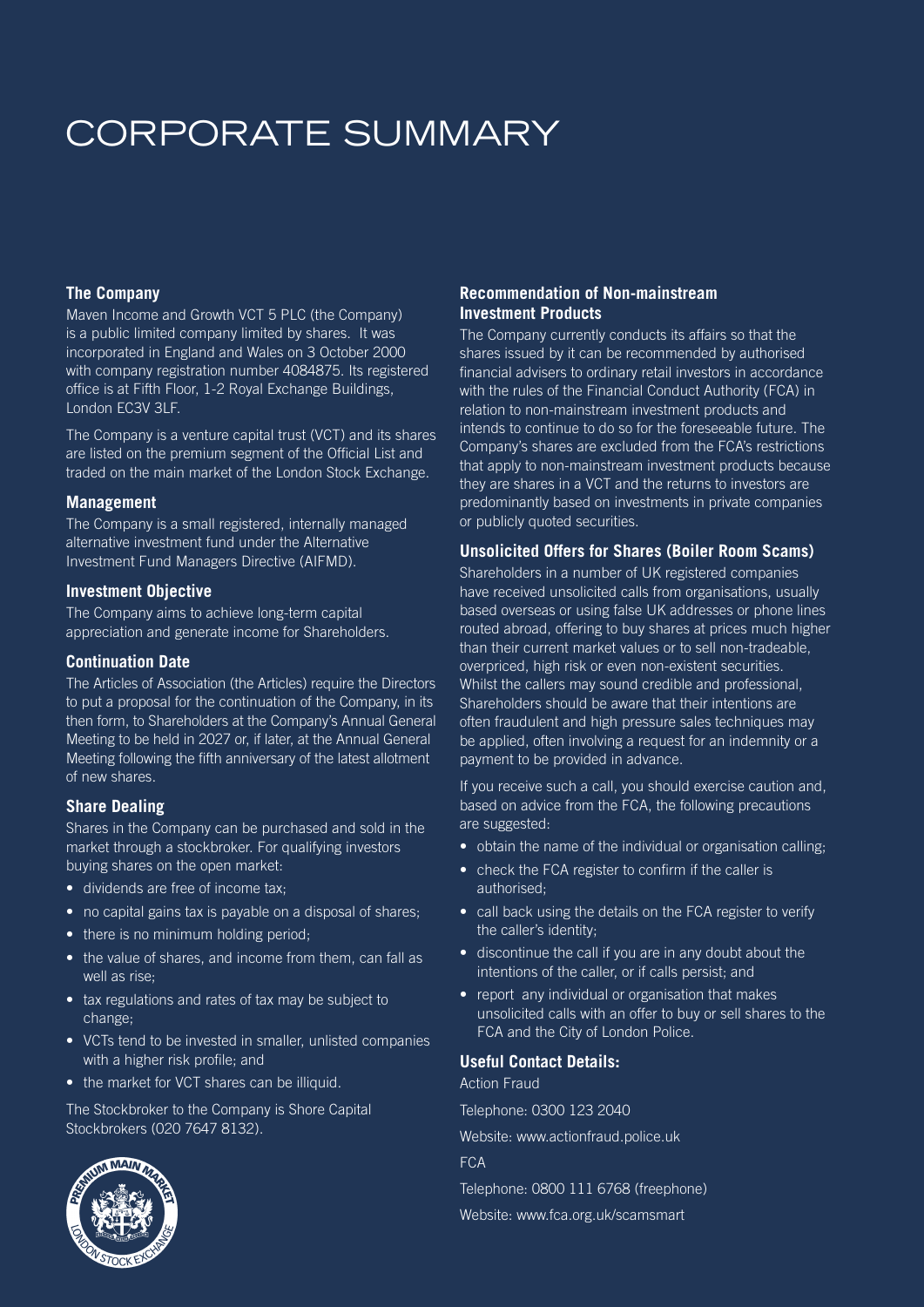# CORPORATE SUMMARY

### The Company

Maven Income and Growth VCT 5 PLC (the Company) is a public limited company limited by shares. It was incorporated in England and Wales on 3 October 2000 with company registration number 4084875. Its registered office is at Fifth Floor, 1-2 Royal Exchange Buildings, London EC3V 3LF.

The Company is a venture capital trust (VCT) and its shares are listed on the premium segment of the Official List and traded on the main market of the London Stock Exchange.

### Management

The Company is a small registered, internally managed alternative investment fund under the Alternative Investment Fund Managers Directive (AIFMD).

### Investment Objective

The Company aims to achieve long-term capital appreciation and generate income for Shareholders.

### Continuation Date

The Articles of Association (the Articles) require the Directors to put a proposal for the continuation of the Company, in its then form, to Shareholders at the Company's Annual General Meeting to be held in 2027 or, if later, at the Annual General Meeting following the fifth anniversary of the latest allotment of new shares.

### Share Dealing

Shares in the Company can be purchased and sold in the market through a stockbroker. For qualifying investors buying shares on the open market:

- dividends are free of income tax;
- no capital gains tax is payable on a disposal of shares;
- there is no minimum holding period;
- the value of shares, and income from them, can fall as well as rise;
- tax regulations and rates of tax may be subject to change;
- VCTs tend to be invested in smaller, unlisted companies with a higher risk profile; and
- the market for VCT shares can be illiquid.

The Stockbroker to the Company is Shore Capital Stockbrokers (020 7647 8132).

### Recommendation of Non-mainstream Investment Products

The Company currently conducts its affairs so that the shares issued by it can be recommended by authorised financial advisers to ordinary retail investors in accordance with the rules of the Financial Conduct Authority (FCA) in relation to non-mainstream investment products and intends to continue to do so for the foreseeable future. The Company's shares are excluded from the FCA's restrictions that apply to non-mainstream investment products because they are shares in a VCT and the returns to investors are predominantly based on investments in private companies or publicly quoted securities.

### Unsolicited Offers for Shares (Boiler Room Scams)

Shareholders in a number of UK registered companies have received unsolicited calls from organisations, usually based overseas or using false UK addresses or phone lines routed abroad, offering to buy shares at prices much higher than their current market values or to sell non-tradeable, overpriced, high risk or even non-existent securities. Whilst the callers may sound credible and professional, Shareholders should be aware that their intentions are often fraudulent and high pressure sales techniques may be applied, often involving a request for an indemnity or a payment to be provided in advance.

If you receive such a call, you should exercise caution and, based on advice from the FCA, the following precautions are suggested:

- obtain the name of the individual or organisation calling;
- check the FCA register to confirm if the caller is authorised;
- call back using the details on the FCA register to verify the caller's identity;
- discontinue the call if you are in any doubt about the intentions of the caller, or if calls persist; and
- report any individual or organisation that makes unsolicited calls with an offer to buy or sell shares to the FCA and the City of London Police.

### Useful Contact Details:

Action Fraud

Telephone: 0300 123 2040

Website: www.actionfraud.police.uk

FCA

Telephone: 0800 111 6768 (freephone)

Website: www.fca.org.uk/scamsmart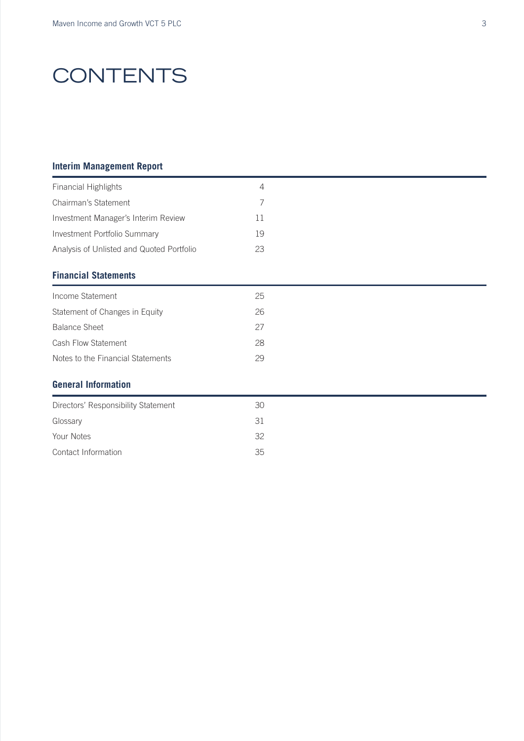# CONTENTS

## Interim Management Report

| | |
|---|---|
| Financial Highlights | 4 |
| Chairman's Statement | 7 |
| Investment Manager's Interim Review | 11 |
| Investment Portfolio Summary | 19 |
| Analysis of Unlisted and Quoted Portfolio | 23 |

## Financial Statements

| | |
|---|---|
| Income Statement | 25 |
| Statement of Changes in Equity | 26 |
| Balance Sheet | 27 |
| Cash Flow Statement | 28 |
| Notes to the Financial Statements | 29 |

## General Information

| | |
|---|---|
| Directors' Responsibility Statement | 30 |
| Glossary | 31 |
| Your Notes | 32 |
| Contact Information | 35 |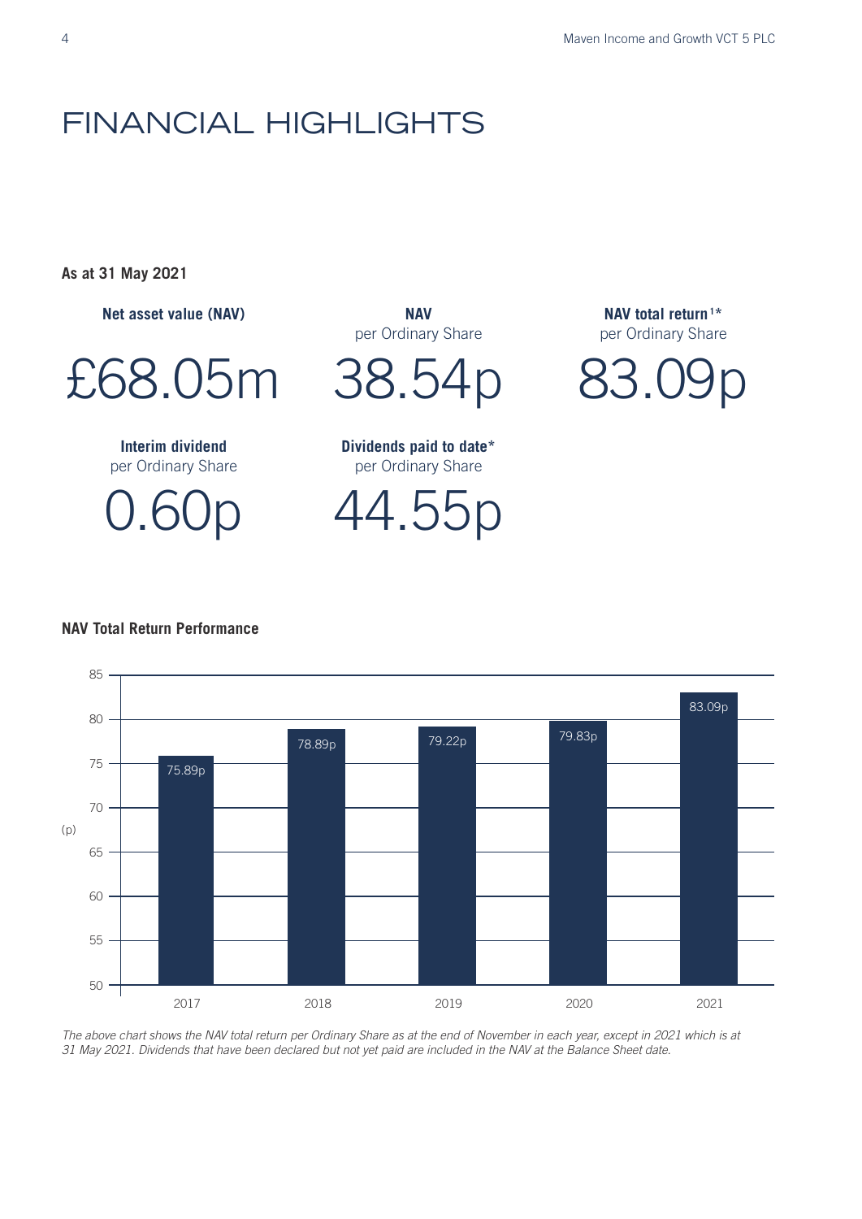# FINANCIAL HIGHLIGHTS

**As at 31 May 2021**

**Net asset value (NAV)**

£68.05m

**NAV** per Ordinary Share

38.54p

**NAV total return[1]*** per Ordinary Share

83.09p

**Interim dividend** per Ordinary Share

0.60p

**Dividends paid to date*** per Ordinary Share

44.55p

**NAV Total Return Performance**

| Year | NAV total return (p) |
|---|---|
| 2017 | 75.89p |
| 2018 | 78.89p |
| 2019 | 79.22p |
| 2020 | 79.83p |
| 2021 | 83.09p |

*The above chart shows the NAV total return per Ordinary Share as at the end of November in each year, except in 2021 which is at 31 May 2021. Dividends that have been declared but not yet paid are included in the NAV at the Balance Sheet date.*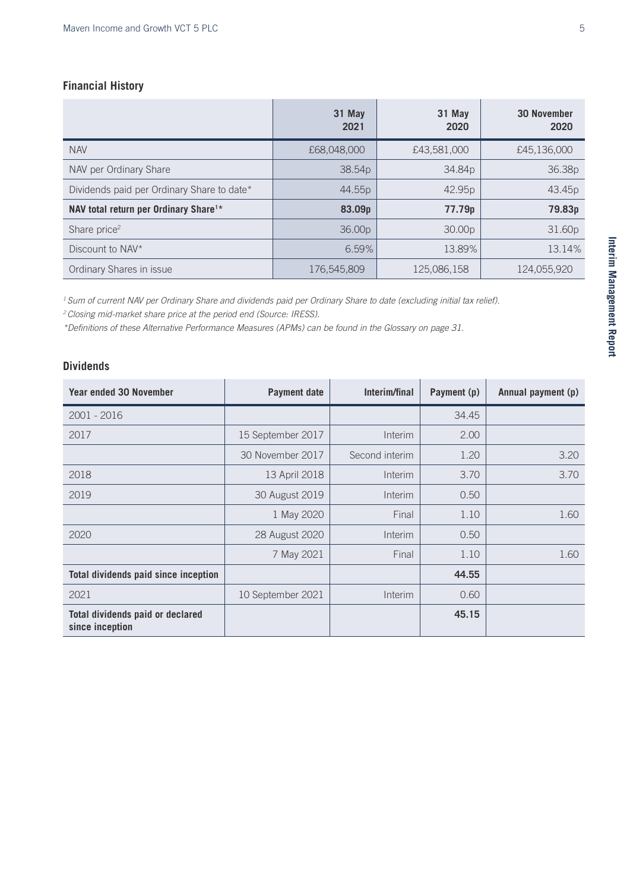## Financial History

| | 31 May 2021 | 31 May 2020 | 30 November 2020 |
|---|---|---|---|
| NAV | £68,048,000 | £43,581,000 | £45,136,000 |
| NAV per Ordinary Share | 38.54p | 34.84p | 36.38p |
| Dividends paid per Ordinary Share to date* | 44.55p | 42.95p | 43.45p |
| **NAV total return per Ordinary Share[1]*** | **83.09p** | **77.79p** | **79.83p** |
| Share price[2] | 36.00p | 30.00p | 31.60p |
| Discount to NAV* | 6.59% | 13.89% | 13.14% |
| Ordinary Shares in issue | 176,545,809 | 125,086,158 | 124,055,920 |

*[1] Sum of current NAV per Ordinary Share and dividends paid per Ordinary Share to date (excluding initial tax relief).*

*[2] Closing mid-market share price at the period end (Source: IRESS).*

*Definitions of these Alternative Performance Measures (APMs) can be found in the Glossary on page 31.*

## Dividends

| Year ended 30 November | Payment date | Interim/final | Payment (p) | Annual payment (p) |
|---|---|---|---|---|
| 2001 - 2016 | | | 34.45 | |
| 2017 | 15 September 2017 | Interim | 2.00 | |
| | 30 November 2017 | Second interim | 1.20 | 3.20 |
| 2018 | 13 April 2018 | Interim | 3.70 | 3.70 |
| 2019 | 30 August 2019 | Interim | 0.50 | |
| | 1 May 2020 | Final | 1.10 | 1.60 |
| 2020 | 28 August 2020 | Interim | 0.50 | |
| | 7 May 2021 | Final | 1.10 | 1.60 |
| **Total dividends paid since inception** | | | **44.55** | |
| 2021 | 10 September 2021 | Interim | 0.60 | |
| **Total dividends paid or declared since inception** | | | **45.15** | |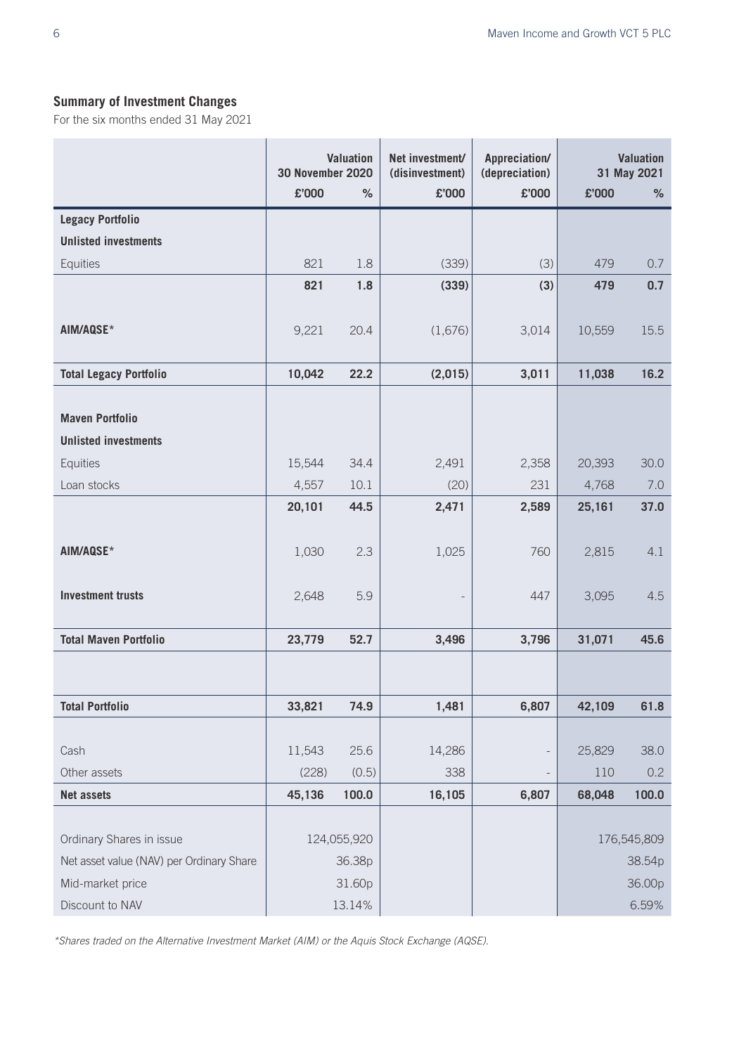## Summary of Investment Changes

For the six months ended 31 May 2021

| | Valuation 30 November 2020 | | Net investment/ (disinvestment) | Appreciation/ (depreciation) | Valuation 31 May 2021 | |
|---|---|---|---|---|---|---|
| | £'000 | % | £'000 | £'000 | £'000 | % |
| **Legacy Portfolio** | | | | | | |
| **Unlisted investments** | | | | | | |
| Equities | 821 | 1.8 | (339) | (3) | 479 | 0.7 |
| | **821** | **1.8** | **(339)** | **(3)** | **479** | **0.7** |
| **AIM/AQSE*** | 9,221 | 20.4 | (1,676) | 3,014 | 10,559 | 15.5 |
| **Total Legacy Portfolio** | **10,042** | **22.2** | **(2,015)** | **3,011** | **11,038** | **16.2** |
| **Maven Portfolio** | | | | | | |
| **Unlisted investments** | | | | | | |
| Equities | 15,544 | 34.4 | 2,491 | 2,358 | 20,393 | 30.0 |
| Loan stocks | 4,557 | 10.1 | (20) | 231 | 4,768 | 7.0 |
| | **20,101** | **44.5** | **2,471** | **2,589** | **25,161** | **37.0** |
| **AIM/AQSE*** | 1,030 | 2.3 | 1,025 | 760 | 2,815 | 4.1 |
| **Investment trusts** | 2,648 | 5.9 | - | 447 | 3,095 | 4.5 |
| **Total Maven Portfolio** | **23,779** | **52.7** | **3,496** | **3,796** | **31,071** | **45.6** |
| **Total Portfolio** | **33,821** | **74.9** | **1,481** | **6,807** | **42,109** | **61.8** |
| Cash | 11,543 | 25.6 | 14,286 | - | 25,829 | 38.0 |
| Other assets | (228) | (0.5) | 338 | - | 110 | 0.2 |
| **Net assets** | **45,136** | **100.0** | **16,105** | **6,807** | **68,048** | **100.0** |
| Ordinary Shares in issue | 124,055,920 | | | | 176,545,809 | |
| Net asset value (NAV) per Ordinary Share | 36.38p | | | | 38.54p | |
| Mid-market price | 31.60p | | | | 36.00p | |
| Discount to NAV | 13.14% | | | | 6.59% | |

*Shares traded on the Alternative Investment Market (AIM) or the Aquis Stock Exchange (AQSE).*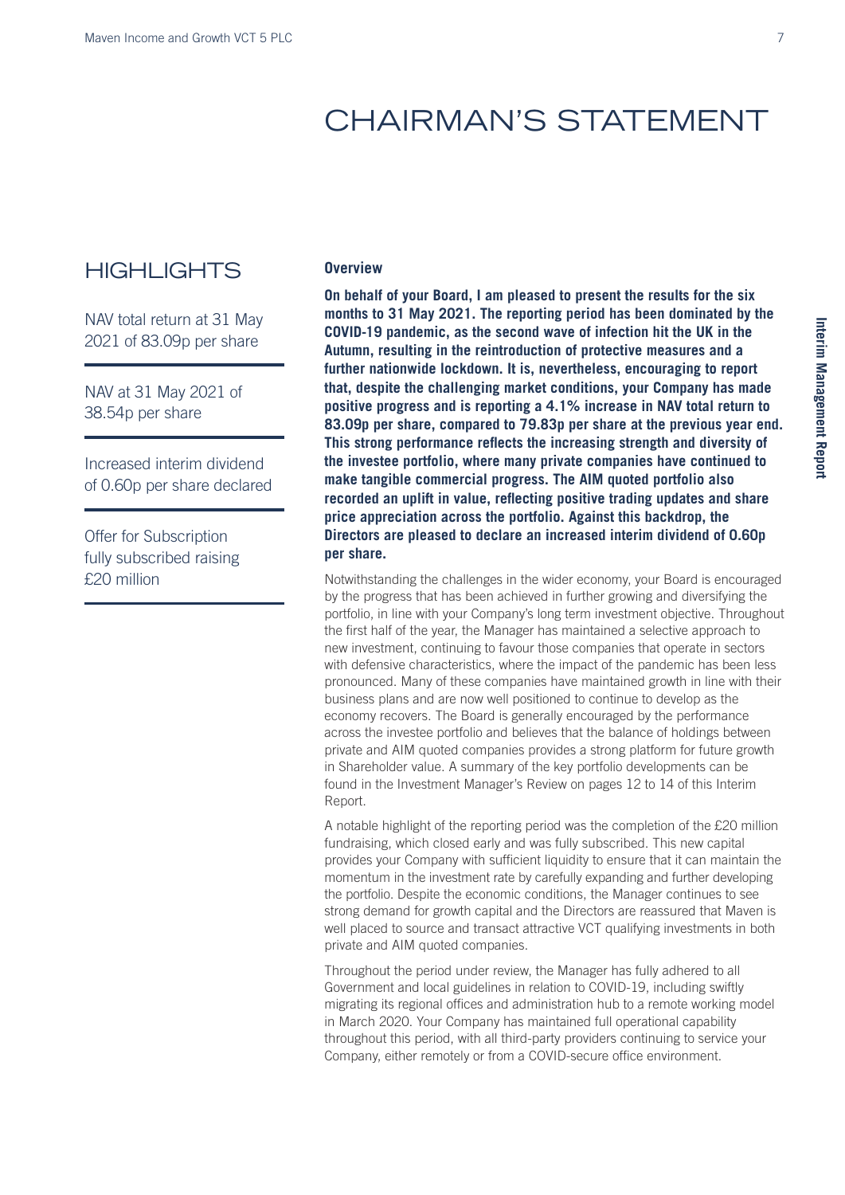# CHAIRMAN'S STATEMENT

## HIGHLIGHTS

NAV total return at 31 May 2021 of 83.09p per share

NAV at 31 May 2021 of 38.54p per share

Increased interim dividend of 0.60p per share declared

Offer for Subscription fully subscribed raising £20 million

### Overview

**On behalf of your Board, I am pleased to present the results for the six months to 31 May 2021. The reporting period has been dominated by the COVID-19 pandemic, as the second wave of infection hit the UK in the Autumn, resulting in the reintroduction of protective measures and a further nationwide lockdown. It is, nevertheless, encouraging to report that, despite the challenging market conditions, your Company has made positive progress and is reporting a 4.1% increase in NAV total return to 83.09p per share, compared to 79.83p per share at the previous year end. This strong performance reflects the increasing strength and diversity of the investee portfolio, where many private companies have continued to make tangible commercial progress. The AIM quoted portfolio also recorded an uplift in value, reflecting positive trading updates and share price appreciation across the portfolio. Against this backdrop, the Directors are pleased to declare an increased interim dividend of 0.60p per share.**

Notwithstanding the challenges in the wider economy, your Board is encouraged by the progress that has been achieved in further growing and diversifying the portfolio, in line with your Company's long term investment objective. Throughout the first half of the year, the Manager has maintained a selective approach to new investment, continuing to favour those companies that operate in sectors with defensive characteristics, where the impact of the pandemic has been less pronounced. Many of these companies have maintained growth in line with their business plans and are now well positioned to continue to develop as the economy recovers. The Board is generally encouraged by the performance across the investee portfolio and believes that the balance of holdings between private and AIM quoted companies provides a strong platform for future growth in Shareholder value. A summary of the key portfolio developments can be found in the Investment Manager's Review on pages 12 to 14 of this Interim Report.

A notable highlight of the reporting period was the completion of the £20 million fundraising, which closed early and was fully subscribed. This new capital provides your Company with sufficient liquidity to ensure that it can maintain the momentum in the investment rate by carefully expanding and further developing the portfolio. Despite the economic conditions, the Manager continues to see strong demand for growth capital and the Directors are reassured that Maven is well placed to source and transact attractive VCT qualifying investments in both private and AIM quoted companies.

Throughout the period under review, the Manager has fully adhered to all Government and local guidelines in relation to COVID-19, including swiftly migrating its regional offices and administration hub to a remote working model in March 2020. Your Company has maintained full operational capability throughout this period, with all third-party providers continuing to service your Company, either remotely or from a COVID-secure office environment.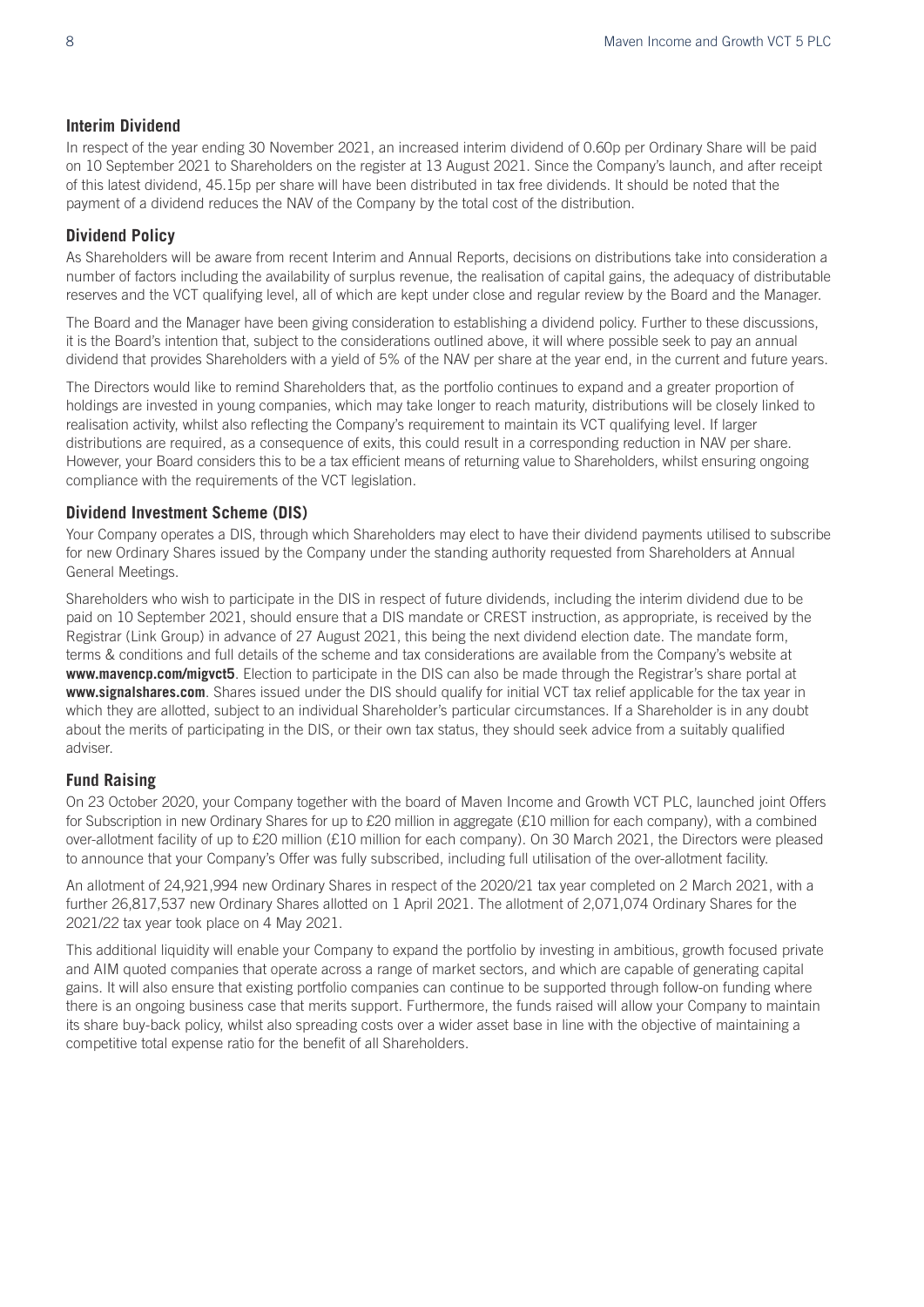## Interim Dividend

In respect of the year ending 30 November 2021, an increased interim dividend of 0.60p per Ordinary Share will be paid on 10 September 2021 to Shareholders on the register at 13 August 2021. Since the Company's launch, and after receipt of this latest dividend, 45.15p per share will have been distributed in tax free dividends. It should be noted that the payment of a dividend reduces the NAV of the Company by the total cost of the distribution.

## Dividend Policy

As Shareholders will be aware from recent Interim and Annual Reports, decisions on distributions take into consideration a number of factors including the availability of surplus revenue, the realisation of capital gains, the adequacy of distributable reserves and the VCT qualifying level, all of which are kept under close and regular review by the Board and the Manager.

The Board and the Manager have been giving consideration to establishing a dividend policy. Further to these discussions, it is the Board's intention that, subject to the considerations outlined above, it will where possible seek to pay an annual dividend that provides Shareholders with a yield of 5% of the NAV per share at the year end, in the current and future years.

The Directors would like to remind Shareholders that, as the portfolio continues to expand and a greater proportion of holdings are invested in young companies, which may take longer to reach maturity, distributions will be closely linked to realisation activity, whilst also reflecting the Company's requirement to maintain its VCT qualifying level. If larger distributions are required, as a consequence of exits, this could result in a corresponding reduction in NAV per share. However, your Board considers this to be a tax efficient means of returning value to Shareholders, whilst ensuring ongoing compliance with the requirements of the VCT legislation.

## Dividend Investment Scheme (DIS)

Your Company operates a DIS, through which Shareholders may elect to have their dividend payments utilised to subscribe for new Ordinary Shares issued by the Company under the standing authority requested from Shareholders at Annual General Meetings.

Shareholders who wish to participate in the DIS in respect of future dividends, including the interim dividend due to be paid on 10 September 2021, should ensure that a DIS mandate or CREST instruction, as appropriate, is received by the Registrar (Link Group) in advance of 27 August 2021, this being the next dividend election date. The mandate form, terms & conditions and full details of the scheme and tax considerations are available from the Company's website at **www.mavencp.com/migvct5**. Election to participate in the DIS can also be made through the Registrar's share portal at **www.signalshares.com**. Shares issued under the DIS should qualify for initial VCT tax relief applicable for the tax year in which they are allotted, subject to an individual Shareholder's particular circumstances. If a Shareholder is in any doubt about the merits of participating in the DIS, or their own tax status, they should seek advice from a suitably qualified adviser.

## Fund Raising

On 23 October 2020, your Company together with the board of Maven Income and Growth VCT PLC, launched joint Offers for Subscription in new Ordinary Shares for up to £20 million in aggregate (£10 million for each company), with a combined over-allotment facility of up to £20 million (£10 million for each company). On 30 March 2021, the Directors were pleased to announce that your Company's Offer was fully subscribed, including full utilisation of the over-allotment facility.

An allotment of 24,921,994 new Ordinary Shares in respect of the 2020/21 tax year completed on 2 March 2021, with a further 26,817,537 new Ordinary Shares allotted on 1 April 2021. The allotment of 2,071,074 Ordinary Shares for the 2021/22 tax year took place on 4 May 2021.

This additional liquidity will enable your Company to expand the portfolio by investing in ambitious, growth focused private and AIM quoted companies that operate across a range of market sectors, and which are capable of generating capital gains. It will also ensure that existing portfolio companies can continue to be supported through follow-on funding where there is an ongoing business case that merits support. Furthermore, the funds raised will allow your Company to maintain its share buy-back policy, whilst also spreading costs over a wider asset base in line with the objective of maintaining a competitive total expense ratio for the benefit of all Shareholders.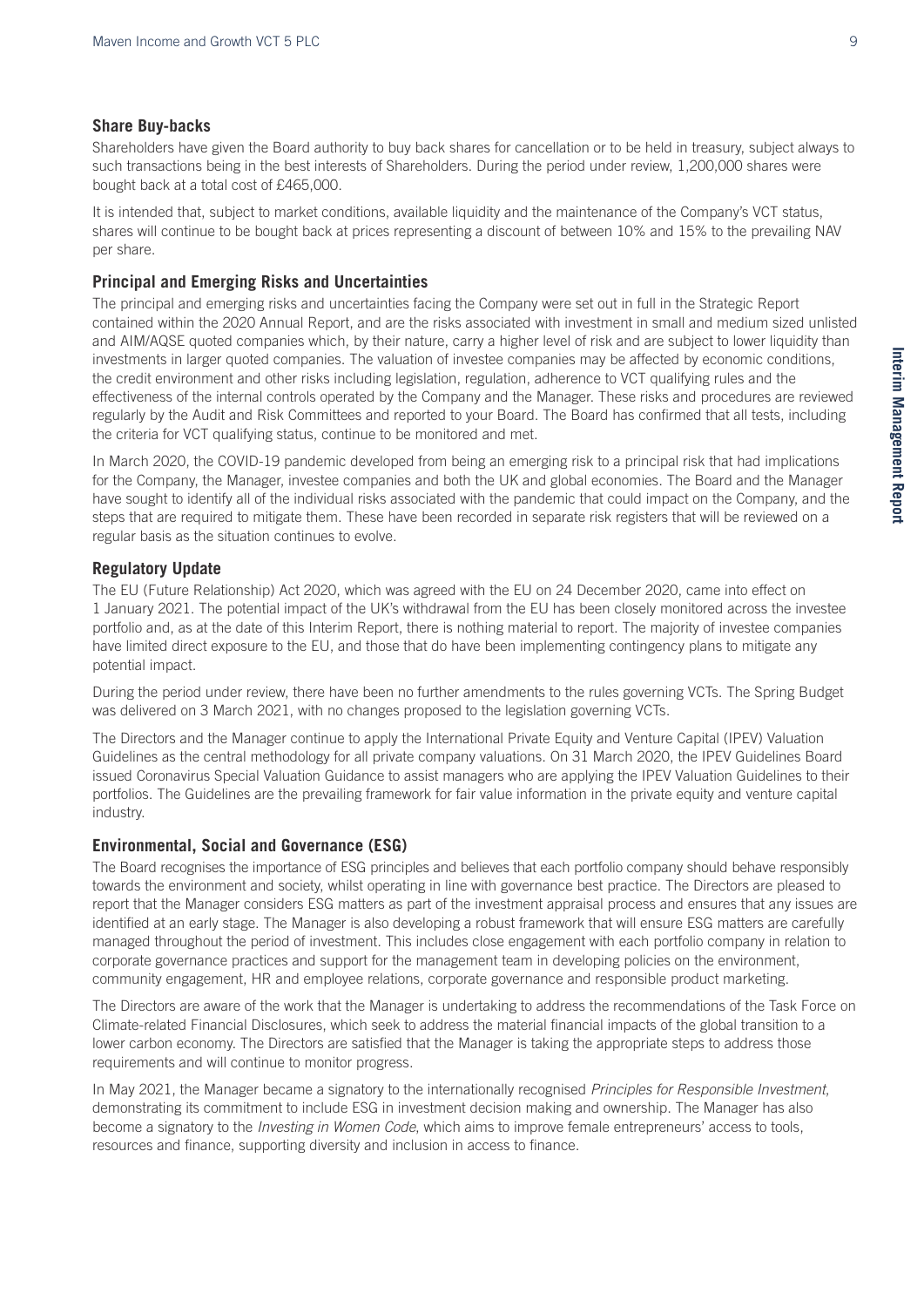## Share Buy-backs

Shareholders have given the Board authority to buy back shares for cancellation or to be held in treasury, subject always to such transactions being in the best interests of Shareholders. During the period under review, 1,200,000 shares were bought back at a total cost of £465,000.

It is intended that, subject to market conditions, available liquidity and the maintenance of the Company's VCT status, shares will continue to be bought back at prices representing a discount of between 10% and 15% to the prevailing NAV per share.

## Principal and Emerging Risks and Uncertainties

The principal and emerging risks and uncertainties facing the Company were set out in full in the Strategic Report contained within the 2020 Annual Report, and are the risks associated with investment in small and medium sized unlisted and AIM/AQSE quoted companies which, by their nature, carry a higher level of risk and are subject to lower liquidity than investments in larger quoted companies. The valuation of investee companies may be affected by economic conditions, the credit environment and other risks including legislation, regulation, adherence to VCT qualifying rules and the effectiveness of the internal controls operated by the Company and the Manager. These risks and procedures are reviewed regularly by the Audit and Risk Committees and reported to your Board. The Board has confirmed that all tests, including the criteria for VCT qualifying status, continue to be monitored and met.

In March 2020, the COVID-19 pandemic developed from being an emerging risk to a principal risk that had implications for the Company, the Manager, investee companies and both the UK and global economies. The Board and the Manager have sought to identify all of the individual risks associated with the pandemic that could impact on the Company, and the steps that are required to mitigate them. These have been recorded in separate risk registers that will be reviewed on a regular basis as the situation continues to evolve.

## Regulatory Update

The EU (Future Relationship) Act 2020, which was agreed with the EU on 24 December 2020, came into effect on 1 January 2021. The potential impact of the UK's withdrawal from the EU has been closely monitored across the investee portfolio and, as at the date of this Interim Report, there is nothing material to report. The majority of investee companies have limited direct exposure to the EU, and those that do have been implementing contingency plans to mitigate any potential impact.

During the period under review, there have been no further amendments to the rules governing VCTs. The Spring Budget was delivered on 3 March 2021, with no changes proposed to the legislation governing VCTs.

The Directors and the Manager continue to apply the International Private Equity and Venture Capital (IPEV) Valuation Guidelines as the central methodology for all private company valuations. On 31 March 2020, the IPEV Guidelines Board issued Coronavirus Special Valuation Guidance to assist managers who are applying the IPEV Valuation Guidelines to their portfolios. The Guidelines are the prevailing framework for fair value information in the private equity and venture capital industry.

## Environmental, Social and Governance (ESG)

The Board recognises the importance of ESG principles and believes that each portfolio company should behave responsibly towards the environment and society, whilst operating in line with governance best practice. The Directors are pleased to report that the Manager considers ESG matters as part of the investment appraisal process and ensures that any issues are identified at an early stage. The Manager is also developing a robust framework that will ensure ESG matters are carefully managed throughout the period of investment. This includes close engagement with each portfolio company in relation to corporate governance practices and support for the management team in developing policies on the environment, community engagement, HR and employee relations, corporate governance and responsible product marketing.

The Directors are aware of the work that the Manager is undertaking to address the recommendations of the Task Force on Climate-related Financial Disclosures, which seek to address the material financial impacts of the global transition to a lower carbon economy. The Directors are satisfied that the Manager is taking the appropriate steps to address those requirements and will continue to monitor progress.

In May 2021, the Manager became a signatory to the internationally recognised *Principles for Responsible Investment*, demonstrating its commitment to include ESG in investment decision making and ownership. The Manager has also become a signatory to the *Investing in Women Code*, which aims to improve female entrepreneurs' access to tools, resources and finance, supporting diversity and inclusion in access to finance.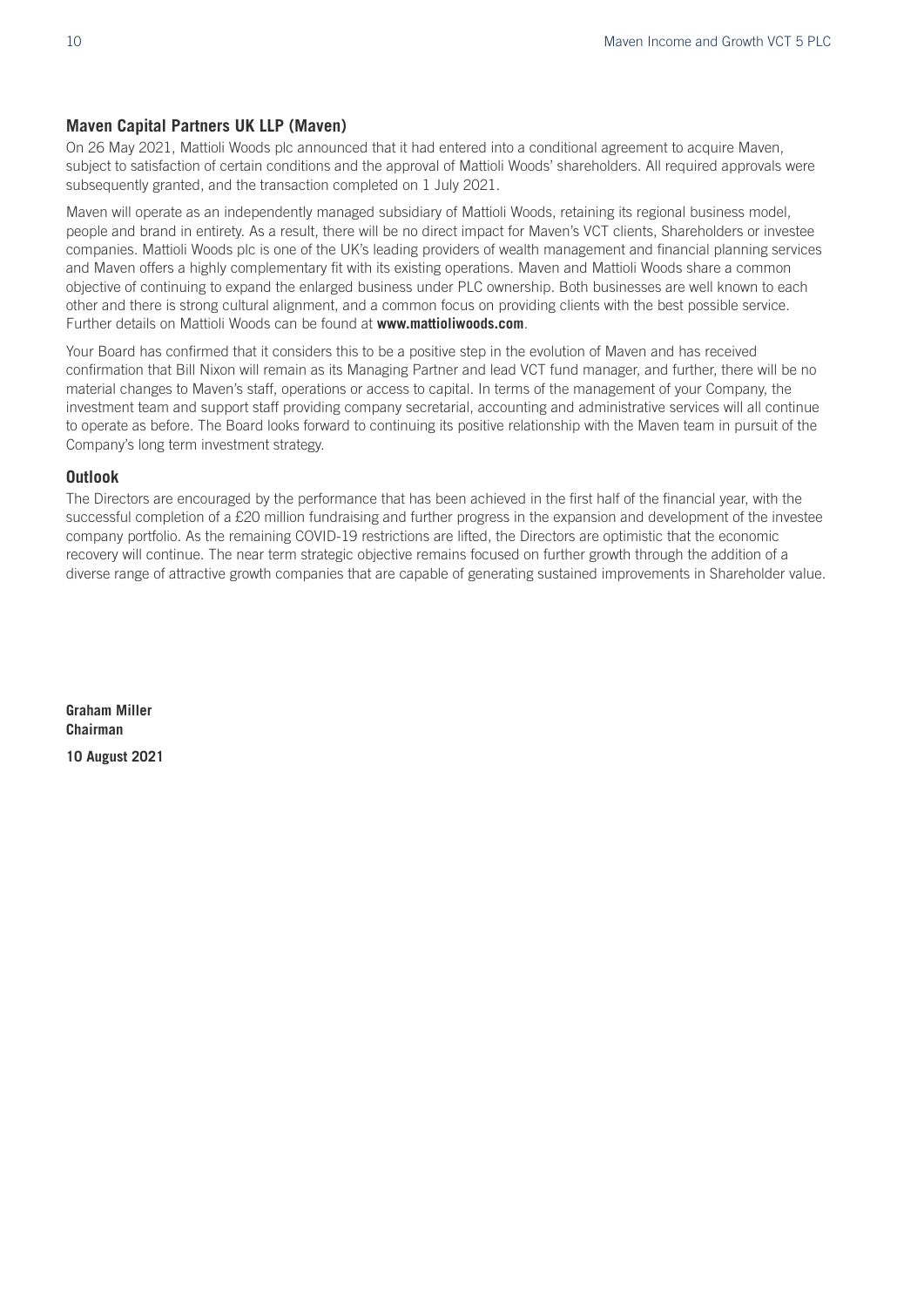## Maven Capital Partners UK LLP (Maven)

On 26 May 2021, Mattioli Woods plc announced that it had entered into a conditional agreement to acquire Maven, subject to satisfaction of certain conditions and the approval of Mattioli Woods' shareholders. All required approvals were subsequently granted, and the transaction completed on 1 July 2021.

Maven will operate as an independently managed subsidiary of Mattioli Woods, retaining its regional business model, people and brand in entirety. As a result, there will be no direct impact for Maven's VCT clients, Shareholders or investee companies. Mattioli Woods plc is one of the UK's leading providers of wealth management and financial planning services and Maven offers a highly complementary fit with its existing operations. Maven and Mattioli Woods share a common objective of continuing to expand the enlarged business under PLC ownership. Both businesses are well known to each other and there is strong cultural alignment, and a common focus on providing clients with the best possible service. Further details on Mattioli Woods can be found at **www.mattioliwoods.com**.

Your Board has confirmed that it considers this to be a positive step in the evolution of Maven and has received confirmation that Bill Nixon will remain as its Managing Partner and lead VCT fund manager, and further, there will be no material changes to Maven's staff, operations or access to capital. In terms of the management of your Company, the investment team and support staff providing company secretarial, accounting and administrative services will all continue to operate as before. The Board looks forward to continuing its positive relationship with the Maven team in pursuit of the Company's long term investment strategy.

## Outlook

The Directors are encouraged by the performance that has been achieved in the first half of the financial year, with the successful completion of a £20 million fundraising and further progress in the expansion and development of the investee company portfolio. As the remaining COVID-19 restrictions are lifted, the Directors are optimistic that the economic recovery will continue. The near term strategic objective remains focused on further growth through the addition of a diverse range of attractive growth companies that are capable of generating sustained improvements in Shareholder value.

**Graham Miller**
**Chairman**

**10 August 2021**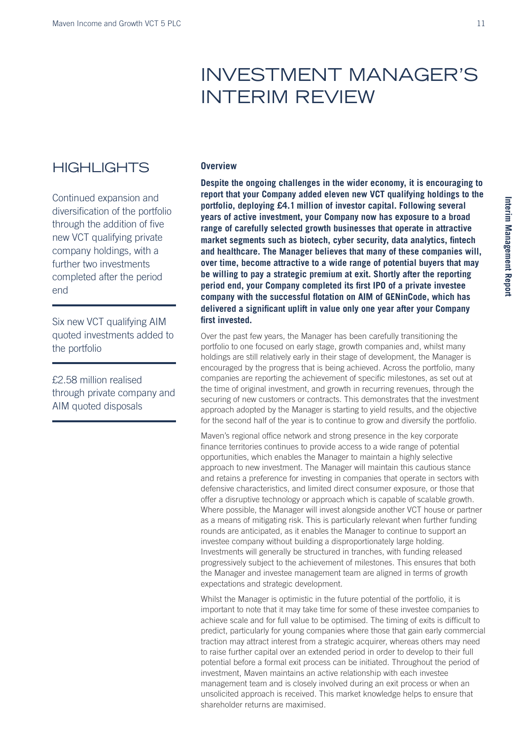# INVESTMENT MANAGER'S INTERIM REVIEW

## HIGHLIGHTS

Continued expansion and diversification of the portfolio through the addition of five new VCT qualifying private company holdings, with a further two investments completed after the period end

Six new VCT qualifying AIM quoted investments added to the portfolio

£2.58 million realised through private company and AIM quoted disposals

### Overview

**Despite the ongoing challenges in the wider economy, it is encouraging to report that your Company added eleven new VCT qualifying holdings to the portfolio, deploying £4.1 million of investor capital. Following several years of active investment, your Company now has exposure to a broad range of carefully selected growth businesses that operate in attractive market segments such as biotech, cyber security, data analytics, fintech and healthcare. The Manager believes that many of these companies will, over time, become attractive to a wide range of potential buyers that may be willing to pay a strategic premium at exit. Shortly after the reporting period end, your Company completed its first IPO of a private investee company with the successful flotation on AIM of GENinCode, which has delivered a significant uplift in value only one year after your Company first invested.**

Over the past few years, the Manager has been carefully transitioning the portfolio to one focused on early stage, growth companies and, whilst many holdings are still relatively early in their stage of development, the Manager is encouraged by the progress that is being achieved. Across the portfolio, many companies are reporting the achievement of specific milestones, as set out at the time of original investment, and growth in recurring revenues, through the securing of new customers or contracts. This demonstrates that the investment approach adopted by the Manager is starting to yield results, and the objective for the second half of the year is to continue to grow and diversify the portfolio.

Maven's regional office network and strong presence in the key corporate finance territories continues to provide access to a wide range of potential opportunities, which enables the Manager to maintain a highly selective approach to new investment. The Manager will maintain this cautious stance and retains a preference for investing in companies that operate in sectors with defensive characteristics, and limited direct consumer exposure, or those that offer a disruptive technology or approach which is capable of scalable growth. Where possible, the Manager will invest alongside another VCT house or partner as a means of mitigating risk. This is particularly relevant when further funding rounds are anticipated, as it enables the Manager to continue to support an investee company without building a disproportionately large holding. Investments will generally be structured in tranches, with funding released progressively subject to the achievement of milestones. This ensures that both the Manager and investee management team are aligned in terms of growth expectations and strategic development.

Whilst the Manager is optimistic in the future potential of the portfolio, it is important to note that it may take time for some of these investee companies to achieve scale and for full value to be optimised. The timing of exits is difficult to predict, particularly for young companies where those that gain early commercial traction may attract interest from a strategic acquirer, whereas others may need to raise further capital over an extended period in order to develop to their full potential before a formal exit process can be initiated. Throughout the period of investment, Maven maintains an active relationship with each investee management team and is closely involved during an exit process or when an unsolicited approach is received. This market knowledge helps to ensure that shareholder returns are maximised.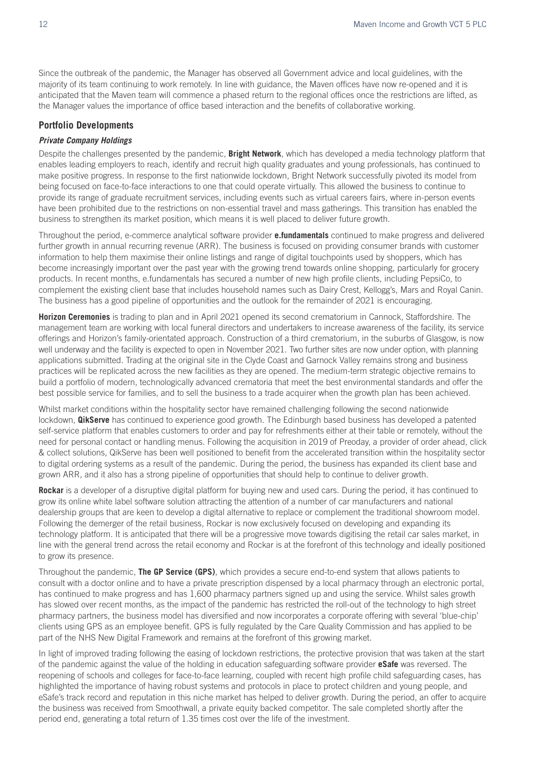Since the outbreak of the pandemic, the Manager has observed all Government advice and local guidelines, with the majority of its team continuing to work remotely. In line with guidance, the Maven offices have now re-opened and it is anticipated that the Maven team will commence a phased return to the regional offices once the restrictions are lifted, as the Manager values the importance of office based interaction and the benefits of collaborative working.

## Portfolio Developments

### *Private Company Holdings*

Despite the challenges presented by the pandemic, **Bright Network**, which has developed a media technology platform that enables leading employers to reach, identify and recruit high quality graduates and young professionals, has continued to make positive progress. In response to the first nationwide lockdown, Bright Network successfully pivoted its model from being focused on face-to-face interactions to one that could operate virtually. This allowed the business to continue to provide its range of graduate recruitment services, including events such as virtual careers fairs, where in-person events have been prohibited due to the restrictions on non-essential travel and mass gatherings. This transition has enabled the business to strengthen its market position, which means it is well placed to deliver future growth.

Throughout the period, e-commerce analytical software provider **e.fundamentals** continued to make progress and delivered further growth in annual recurring revenue (ARR). The business is focused on providing consumer brands with customer information to help them maximise their online listings and range of digital touchpoints used by shoppers, which has become increasingly important over the past year with the growing trend towards online shopping, particularly for grocery products. In recent months, e.fundamentals has secured a number of new high profile clients, including PepsiCo, to complement the existing client base that includes household names such as Dairy Crest, Kellogg's, Mars and Royal Canin. The business has a good pipeline of opportunities and the outlook for the remainder of 2021 is encouraging.

**Horizon Ceremonies** is trading to plan and in April 2021 opened its second crematorium in Cannock, Staffordshire. The management team are working with local funeral directors and undertakers to increase awareness of the facility, its service offerings and Horizon's family-orientated approach. Construction of a third crematorium, in the suburbs of Glasgow, is now well underway and the facility is expected to open in November 2021. Two further sites are now under option, with planning applications submitted. Trading at the original site in the Clyde Coast and Garnock Valley remains strong and business practices will be replicated across the new facilities as they are opened. The medium-term strategic objective remains to build a portfolio of modern, technologically advanced crematoria that meet the best environmental standards and offer the best possible service for families, and to sell the business to a trade acquirer when the growth plan has been achieved.

Whilst market conditions within the hospitality sector have remained challenging following the second nationwide lockdown, **QikServe** has continued to experience good growth. The Edinburgh based business has developed a patented self-service platform that enables customers to order and pay for refreshments either at their table or remotely, without the need for personal contact or handling menus. Following the acquisition in 2019 of Preoday, a provider of order ahead, click & collect solutions, QikServe has been well positioned to benefit from the accelerated transition within the hospitality sector to digital ordering systems as a result of the pandemic. During the period, the business has expanded its client base and grown ARR, and it also has a strong pipeline of opportunities that should help to continue to deliver growth.

**Rockar** is a developer of a disruptive digital platform for buying new and used cars. During the period, it has continued to grow its online white label software solution attracting the attention of a number of car manufacturers and national dealership groups that are keen to develop a digital alternative to replace or complement the traditional showroom model. Following the demerger of the retail business, Rockar is now exclusively focused on developing and expanding its technology platform. It is anticipated that there will be a progressive move towards digitising the retail car sales market, in line with the general trend across the retail economy and Rockar is at the forefront of this technology and ideally positioned to grow its presence.

Throughout the pandemic, **The GP Service (GPS)**, which provides a secure end-to-end system that allows patients to consult with a doctor online and to have a private prescription dispensed by a local pharmacy through an electronic portal, has continued to make progress and has 1,600 pharmacy partners signed up and using the service. Whilst sales growth has slowed over recent months, as the impact of the pandemic has restricted the roll-out of the technology to high street pharmacy partners, the business model has diversified and now incorporates a corporate offering with several 'blue-chip' clients using GPS as an employee benefit. GPS is fully regulated by the Care Quality Commission and has applied to be part of the NHS New Digital Framework and remains at the forefront of this growing market.

In light of improved trading following the easing of lockdown restrictions, the protective provision that was taken at the start of the pandemic against the value of the holding in education safeguarding software provider **eSafe** was reversed. The reopening of schools and colleges for face-to-face learning, coupled with recent high profile child safeguarding cases, has highlighted the importance of having robust systems and protocols in place to protect children and young people, and eSafe's track record and reputation in this niche market has helped to deliver growth. During the period, an offer to acquire the business was received from Smoothwall, a private equity backed competitor. The sale completed shortly after the period end, generating a total return of 1.35 times cost over the life of the investment.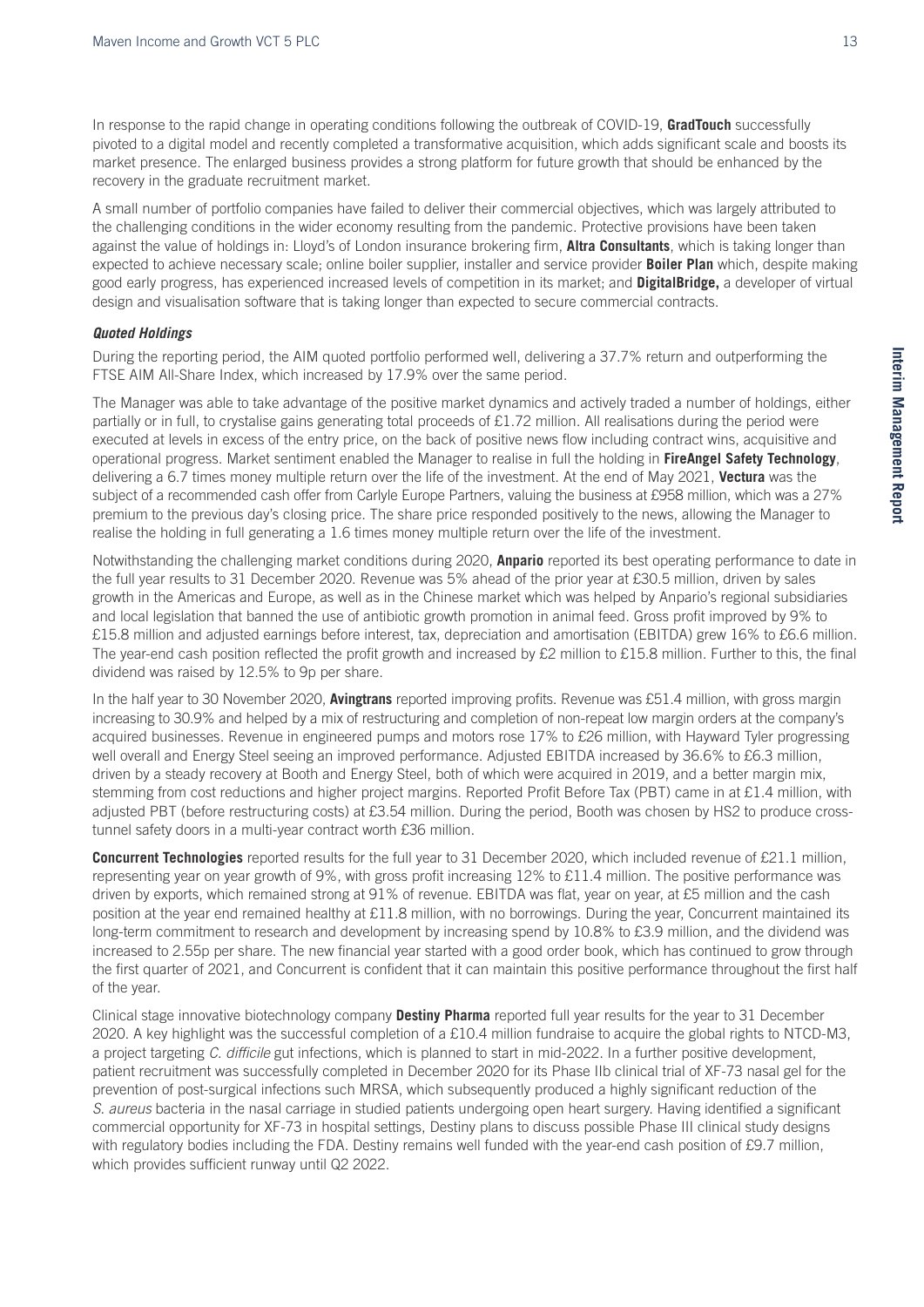In response to the rapid change in operating conditions following the outbreak of COVID-19, **GradTouch** successfully pivoted to a digital model and recently completed a transformative acquisition, which adds significant scale and boosts its market presence. The enlarged business provides a strong platform for future growth that should be enhanced by the recovery in the graduate recruitment market.

A small number of portfolio companies have failed to deliver their commercial objectives, which was largely attributed to the challenging conditions in the wider economy resulting from the pandemic. Protective provisions have been taken against the value of holdings in: Lloyd's of London insurance brokering firm, **Altra Consultants**, which is taking longer than expected to achieve necessary scale; online boiler supplier, installer and service provider **Boiler Plan** which, despite making good early progress, has experienced increased levels of competition in its market; and **DigitalBridge,** a developer of virtual design and visualisation software that is taking longer than expected to secure commercial contracts.

***Quoted Holdings***

During the reporting period, the AIM quoted portfolio performed well, delivering a 37.7% return and outperforming the FTSE AIM All-Share Index, which increased by 17.9% over the same period.

The Manager was able to take advantage of the positive market dynamics and actively traded a number of holdings, either partially or in full, to crystalise gains generating total proceeds of £1.72 million. All realisations during the period were executed at levels in excess of the entry price, on the back of positive news flow including contract wins, acquisitive and operational progress. Market sentiment enabled the Manager to realise in full the holding in **FireAngel Safety Technology**, delivering a 6.7 times money multiple return over the life of the investment. At the end of May 2021, **Vectura** was the subject of a recommended cash offer from Carlyle Europe Partners, valuing the business at £958 million, which was a 27% premium to the previous day's closing price. The share price responded positively to the news, allowing the Manager to realise the holding in full generating a 1.6 times money multiple return over the life of the investment.

Notwithstanding the challenging market conditions during 2020, **Anpario** reported its best operating performance to date in the full year results to 31 December 2020. Revenue was 5% ahead of the prior year at £30.5 million, driven by sales growth in the Americas and Europe, as well as in the Chinese market which was helped by Anpario's regional subsidiaries and local legislation that banned the use of antibiotic growth promotion in animal feed. Gross profit improved by 9% to £15.8 million and adjusted earnings before interest, tax, depreciation and amortisation (EBITDA) grew 16% to £6.6 million. The year-end cash position reflected the profit growth and increased by £2 million to £15.8 million. Further to this, the final dividend was raised by 12.5% to 9p per share.

In the half year to 30 November 2020, **Avingtrans** reported improving profits. Revenue was £51.4 million, with gross margin increasing to 30.9% and helped by a mix of restructuring and completion of non-repeat low margin orders at the company's acquired businesses. Revenue in engineered pumps and motors rose 17% to £26 million, with Hayward Tyler progressing well overall and Energy Steel seeing an improved performance. Adjusted EBITDA increased by 36.6% to £6.3 million, driven by a steady recovery at Booth and Energy Steel, both of which were acquired in 2019, and a better margin mix, stemming from cost reductions and higher project margins. Reported Profit Before Tax (PBT) came in at £1.4 million, with adjusted PBT (before restructuring costs) at £3.54 million. During the period, Booth was chosen by HS2 to produce cross-tunnel safety doors in a multi-year contract worth £36 million.

**Concurrent Technologies** reported results for the full year to 31 December 2020, which included revenue of £21.1 million, representing year on year growth of 9%, with gross profit increasing 12% to £11.4 million. The positive performance was driven by exports, which remained strong at 91% of revenue. EBITDA was flat, year on year, at £5 million and the cash position at the year end remained healthy at £11.8 million, with no borrowings. During the year, Concurrent maintained its long-term commitment to research and development by increasing spend by 10.8% to £3.9 million, and the dividend was increased to 2.55p per share. The new financial year started with a good order book, which has continued to grow through the first quarter of 2021, and Concurrent is confident that it can maintain this positive performance throughout the first half of the year.

Clinical stage innovative biotechnology company **Destiny Pharma** reported full year results for the year to 31 December 2020. A key highlight was the successful completion of a £10.4 million fundraise to acquire the global rights to NTCD-M3, a project targeting *C. difficile* gut infections, which is planned to start in mid-2022. In a further positive development, patient recruitment was successfully completed in December 2020 for its Phase IIb clinical trial of XF-73 nasal gel for the prevention of post-surgical infections such MRSA, which subsequently produced a highly significant reduction of the *S. aureus* bacteria in the nasal carriage in studied patients undergoing open heart surgery. Having identified a significant commercial opportunity for XF-73 in hospital settings, Destiny plans to discuss possible Phase III clinical study designs with regulatory bodies including the FDA. Destiny remains well funded with the year-end cash position of £9.7 million, which provides sufficient runway until Q2 2022.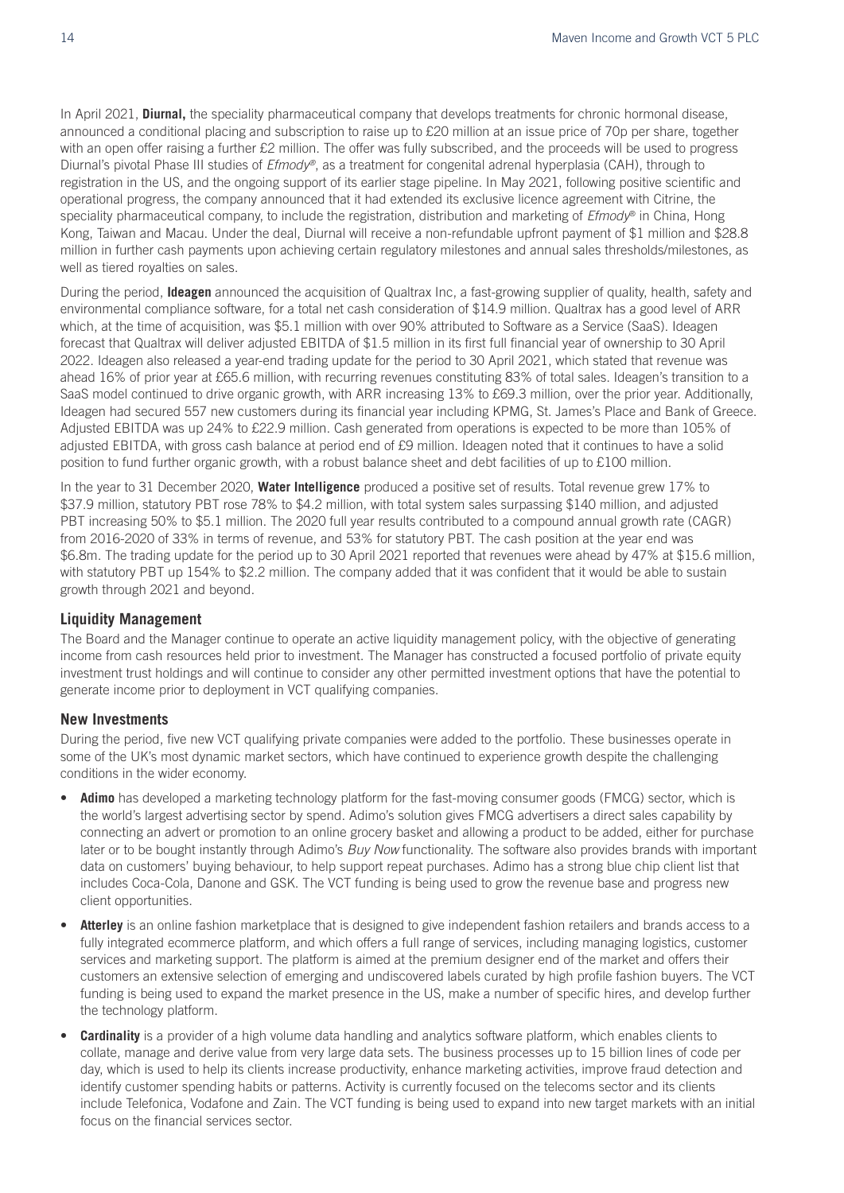In April 2021, **Diurnal,** the speciality pharmaceutical company that develops treatments for chronic hormonal disease, announced a conditional placing and subscription to raise up to £20 million at an issue price of 70p per share, together with an open offer raising a further £2 million. The offer was fully subscribed, and the proceeds will be used to progress Diurnal's pivotal Phase III studies of *Efmody®*, as a treatment for congenital adrenal hyperplasia (CAH), through to registration in the US, and the ongoing support of its earlier stage pipeline. In May 2021, following positive scientific and operational progress, the company announced that it had extended its exclusive licence agreement with Citrine, the speciality pharmaceutical company, to include the registration, distribution and marketing of *Efmody®* in China, Hong Kong, Taiwan and Macau. Under the deal, Diurnal will receive a non-refundable upfront payment of $1 million and $28.8 million in further cash payments upon achieving certain regulatory milestones and annual sales thresholds/milestones, as well as tiered royalties on sales.

During the period, **Ideagen** announced the acquisition of Qualtrax Inc, a fast-growing supplier of quality, health, safety and environmental compliance software, for a total net cash consideration of $14.9 million. Qualtrax has a good level of ARR which, at the time of acquisition, was $5.1 million with over 90% attributed to Software as a Service (SaaS). Ideagen forecast that Qualtrax will deliver adjusted EBITDA of $1.5 million in its first full financial year of ownership to 30 April 2022. Ideagen also released a year-end trading update for the period to 30 April 2021, which stated that revenue was ahead 16% of prior year at £65.6 million, with recurring revenues constituting 83% of total sales. Ideagen's transition to a SaaS model continued to drive organic growth, with ARR increasing 13% to £69.3 million, over the prior year. Additionally, Ideagen had secured 557 new customers during its financial year including KPMG, St. James's Place and Bank of Greece. Adjusted EBITDA was up 24% to £22.9 million. Cash generated from operations is expected to be more than 105% of adjusted EBITDA, with gross cash balance at period end of £9 million. Ideagen noted that it continues to have a solid position to fund further organic growth, with a robust balance sheet and debt facilities of up to £100 million.

In the year to 31 December 2020, **Water Intelligence** produced a positive set of results. Total revenue grew 17% to $37.9 million, statutory PBT rose 78% to $4.2 million, with total system sales surpassing $140 million, and adjusted PBT increasing 50% to $5.1 million. The 2020 full year results contributed to a compound annual growth rate (CAGR) from 2016-2020 of 33% in terms of revenue, and 53% for statutory PBT. The cash position at the year end was $6.8m. The trading update for the period up to 30 April 2021 reported that revenues were ahead by 47% at $15.6 million, with statutory PBT up 154% to $2.2 million. The company added that it was confident that it would be able to sustain growth through 2021 and beyond.

## Liquidity Management

The Board and the Manager continue to operate an active liquidity management policy, with the objective of generating income from cash resources held prior to investment. The Manager has constructed a focused portfolio of private equity investment trust holdings and will continue to consider any other permitted investment options that have the potential to generate income prior to deployment in VCT qualifying companies.

## New Investments

During the period, five new VCT qualifying private companies were added to the portfolio. These businesses operate in some of the UK's most dynamic market sectors, which have continued to experience growth despite the challenging conditions in the wider economy.

- **Adimo** has developed a marketing technology platform for the fast-moving consumer goods (FMCG) sector, which is the world's largest advertising sector by spend. Adimo's solution gives FMCG advertisers a direct sales capability by connecting an advert or promotion to an online grocery basket and allowing a product to be added, either for purchase later or to be bought instantly through Adimo's *Buy Now* functionality. The software also provides brands with important data on customers' buying behaviour, to help support repeat purchases. Adimo has a strong blue chip client list that includes Coca-Cola, Danone and GSK. The VCT funding is being used to grow the revenue base and progress new client opportunities.
- **Atterley** is an online fashion marketplace that is designed to give independent fashion retailers and brands access to a fully integrated ecommerce platform, and which offers a full range of services, including managing logistics, customer services and marketing support. The platform is aimed at the premium designer end of the market and offers their customers an extensive selection of emerging and undiscovered labels curated by high profile fashion buyers. The VCT funding is being used to expand the market presence in the US, make a number of specific hires, and develop further the technology platform.
- **Cardinality** is a provider of a high volume data handling and analytics software platform, which enables clients to collate, manage and derive value from very large data sets. The business processes up to 15 billion lines of code per day, which is used to help its clients increase productivity, enhance marketing activities, improve fraud detection and identify customer spending habits or patterns. Activity is currently focused on the telecoms sector and its clients include Telefonica, Vodafone and Zain. The VCT funding is being used to expand into new target markets with an initial focus on the financial services sector.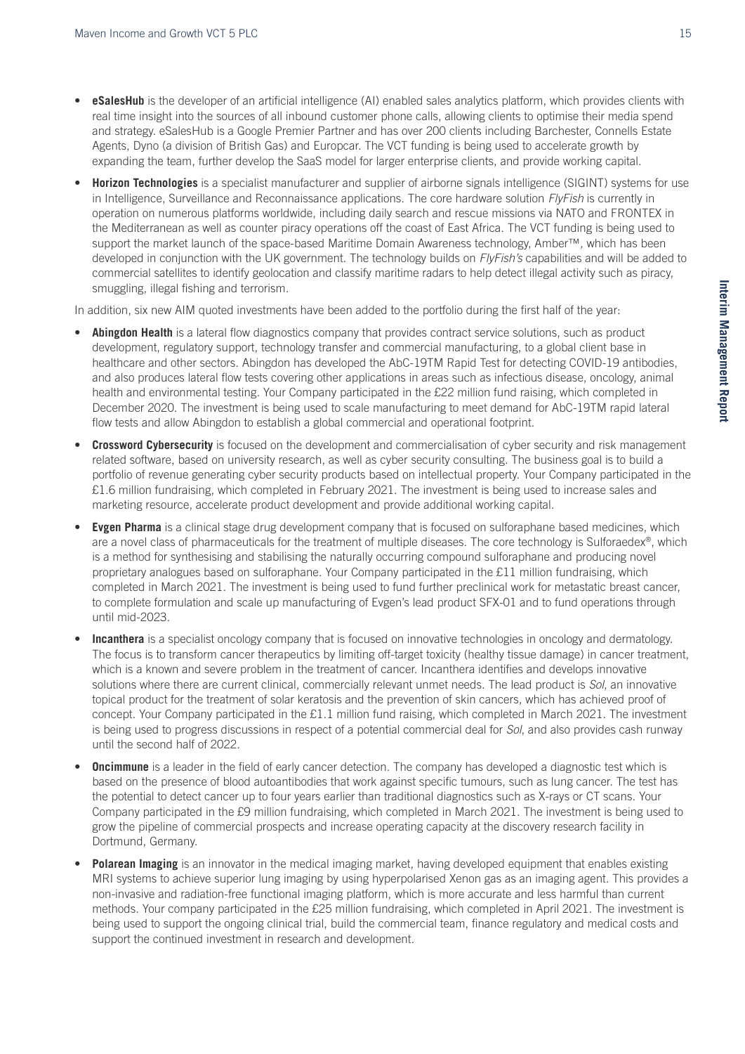- **eSalesHub** is the developer of an artificial intelligence (AI) enabled sales analytics platform, which provides clients with real time insight into the sources of all inbound customer phone calls, allowing clients to optimise their media spend and strategy. eSalesHub is a Google Premier Partner and has over 200 clients including Barchester, Connells Estate Agents, Dyno (a division of British Gas) and Europcar. The VCT funding is being used to accelerate growth by expanding the team, further develop the SaaS model for larger enterprise clients, and provide working capital.
- **Horizon Technologies** is a specialist manufacturer and supplier of airborne signals intelligence (SIGINT) systems for use in Intelligence, Surveillance and Reconnaissance applications. The core hardware solution *FlyFish* is currently in operation on numerous platforms worldwide, including daily search and rescue missions via NATO and FRONTEX in the Mediterranean as well as counter piracy operations off the coast of East Africa. The VCT funding is being used to support the market launch of the space-based Maritime Domain Awareness technology, Amber™, which has been developed in conjunction with the UK government. The technology builds on *FlyFish's* capabilities and will be added to commercial satellites to identify geolocation and classify maritime radars to help detect illegal activity such as piracy, smuggling, illegal fishing and terrorism.

In addition, six new AIM quoted investments have been added to the portfolio during the first half of the year:

- **Abingdon Health** is a lateral flow diagnostics company that provides contract service solutions, such as product development, regulatory support, technology transfer and commercial manufacturing, to a global client base in healthcare and other sectors. Abingdon has developed the AbC-19TM Rapid Test for detecting COVID-19 antibodies, and also produces lateral flow tests covering other applications in areas such as infectious disease, oncology, animal health and environmental testing. Your Company participated in the £22 million fund raising, which completed in December 2020. The investment is being used to scale manufacturing to meet demand for AbC-19TM rapid lateral flow tests and allow Abingdon to establish a global commercial and operational footprint.
- **Crossword Cybersecurity** is focused on the development and commercialisation of cyber security and risk management related software, based on university research, as well as cyber security consulting. The business goal is to build a portfolio of revenue generating cyber security products based on intellectual property. Your Company participated in the £1.6 million fundraising, which completed in February 2021. The investment is being used to increase sales and marketing resource, accelerate product development and provide additional working capital.
- **Evgen Pharma** is a clinical stage drug development company that is focused on sulforaphane based medicines, which are a novel class of pharmaceuticals for the treatment of multiple diseases. The core technology is Sulforaedex®, which is a method for synthesising and stabilising the naturally occurring compound sulforaphane and producing novel proprietary analogues based on sulforaphane. Your Company participated in the £11 million fundraising, which completed in March 2021. The investment is being used to fund further preclinical work for metastatic breast cancer, to complete formulation and scale up manufacturing of Evgen's lead product SFX-01 and to fund operations through until mid-2023.
- **Incanthera** is a specialist oncology company that is focused on innovative technologies in oncology and dermatology. The focus is to transform cancer therapeutics by limiting off-target toxicity (healthy tissue damage) in cancer treatment, which is a known and severe problem in the treatment of cancer. Incanthera identifies and develops innovative solutions where there are current clinical, commercially relevant unmet needs. The lead product is *Sol*, an innovative topical product for the treatment of solar keratosis and the prevention of skin cancers, which has achieved proof of concept. Your Company participated in the £1.1 million fund raising, which completed in March 2021. The investment is being used to progress discussions in respect of a potential commercial deal for *Sol*, and also provides cash runway until the second half of 2022.
- **Oncimmune** is a leader in the field of early cancer detection. The company has developed a diagnostic test which is based on the presence of blood autoantibodies that work against specific tumours, such as lung cancer. The test has the potential to detect cancer up to four years earlier than traditional diagnostics such as X-rays or CT scans. Your Company participated in the £9 million fundraising, which completed in March 2021. The investment is being used to grow the pipeline of commercial prospects and increase operating capacity at the discovery research facility in Dortmund, Germany.
- **Polarean Imaging** is an innovator in the medical imaging market, having developed equipment that enables existing MRI systems to achieve superior lung imaging by using hyperpolarised Xenon gas as an imaging agent. This provides a non-invasive and radiation-free functional imaging platform, which is more accurate and less harmful than current methods. Your company participated in the £25 million fundraising, which completed in April 2021. The investment is being used to support the ongoing clinical trial, build the commercial team, finance regulatory and medical costs and support the continued investment in research and development.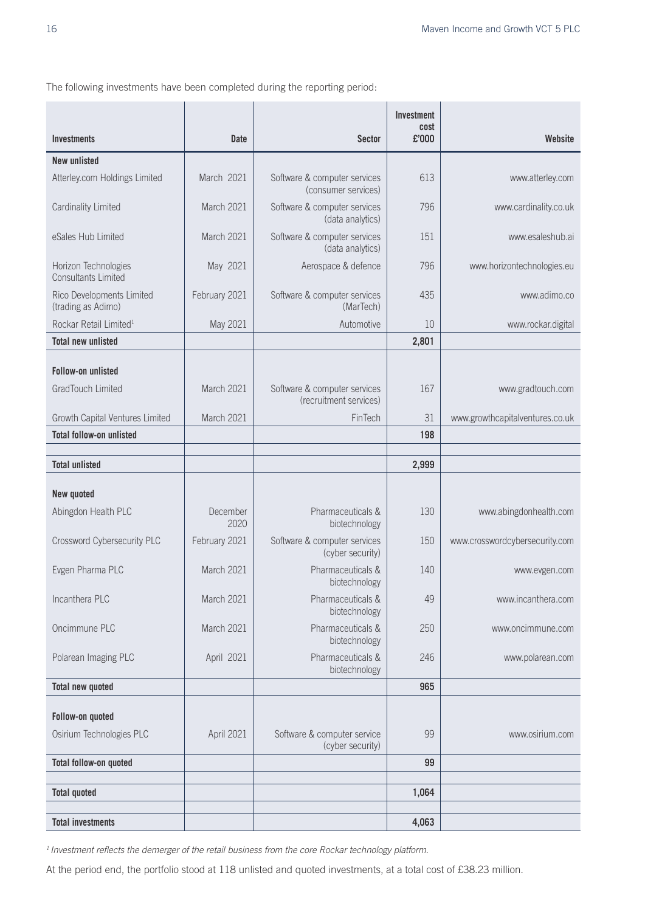The following investments have been completed during the reporting period:

| Investments | Date | Sector | Investment cost £'000 | Website |
|---|---|---|---|---|
| **New unlisted** | | | | |
| Atterley.com Holdings Limited | March 2021 | Software & computer services (consumer services) | 613 | www.atterley.com |
| Cardinality Limited | March 2021 | Software & computer services (data analytics) | 796 | www.cardinality.co.uk |
| eSales Hub Limited | March 2021 | Software & computer services (data analytics) | 151 | www.esaleshub.ai |
| Horizon Technologies Consultants Limited | May 2021 | Aerospace & defence | 796 | www.horizontechnologies.eu |
| Rico Developments Limited (trading as Adimo) | February 2021 | Software & computer services (MarTech) | 435 | www.adimo.co |
| Rockar Retail Limited[1] | May 2021 | Automotive | 10 | www.rockar.digital |
| **Total new unlisted** | | | **2,801** | |
| **Follow-on unlisted** | | | | |
| GradTouch Limited | March 2021 | Software & computer services (recruitment services) | 167 | www.gradtouch.com |
| Growth Capital Ventures Limited | March 2021 | FinTech | 31 | www.growthcapitalventures.co.uk |
| **Total follow-on unlisted** | | | **198** | |
| **Total unlisted** | | | **2,999** | |
| **New quoted** | | | | |
| Abingdon Health PLC | December 2020 | Pharmaceuticals & biotechnology | 130 | www.abingdonhealth.com |
| Crossword Cybersecurity PLC | February 2021 | Software & computer services (cyber security) | 150 | www.crosswordcybersecurity.com |
| Evgen Pharma PLC | March 2021 | Pharmaceuticals & biotechnology | 140 | www.evgen.com |
| Incanthera PLC | March 2021 | Pharmaceuticals & biotechnology | 49 | www.incanthera.com |
| Oncimmune PLC | March 2021 | Pharmaceuticals & biotechnology | 250 | www.oncimmune.com |
| Polarean Imaging PLC | April 2021 | Pharmaceuticals & biotechnology | 246 | www.polarean.com |
| **Total new quoted** | | | **965** | |
| **Follow-on quoted** | | | | |
| Osirium Technologies PLC | April 2021 | Software & computer service (cyber security) | 99 | www.osirium.com |
| **Total follow-on quoted** | | | **99** | |
| **Total quoted** | | | **1,064** | |
| **Total investments** | | | **4,063** | |

*[1] Investment reflects the demerger of the retail business from the core Rockar technology platform.*

At the period end, the portfolio stood at 118 unlisted and quoted investments, at a total cost of £38.23 million.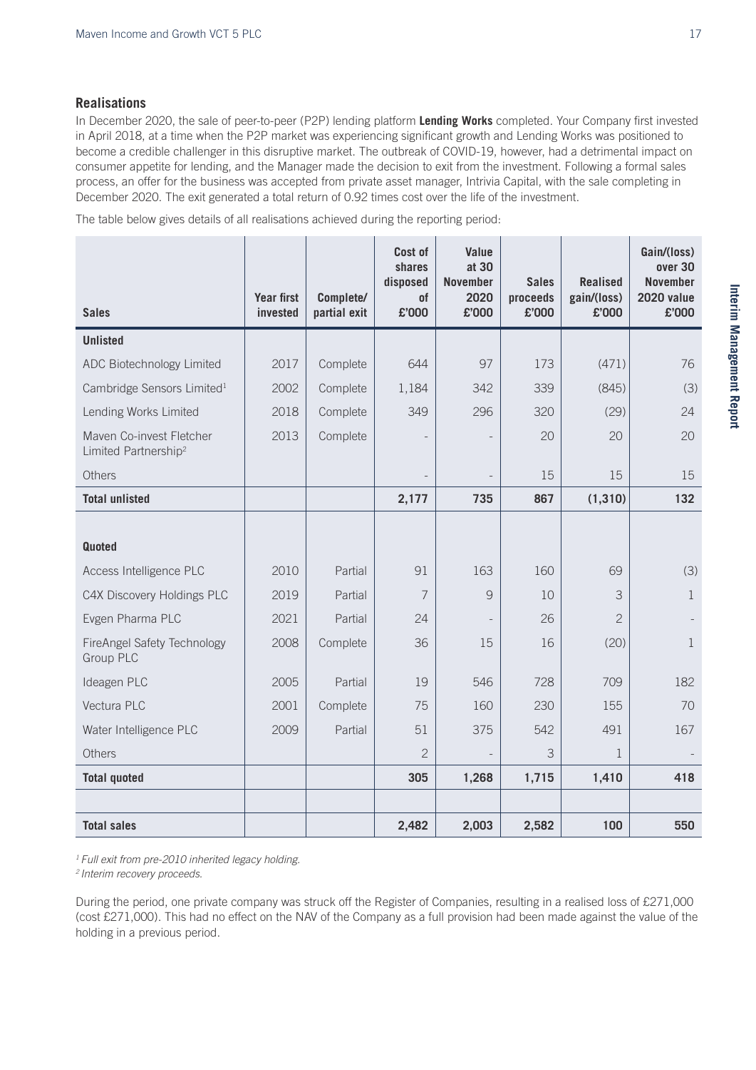## Realisations

In December 2020, the sale of peer-to-peer (P2P) lending platform **Lending Works** completed. Your Company first invested in April 2018, at a time when the P2P market was experiencing significant growth and Lending Works was positioned to become a credible challenger in this disruptive market. The outbreak of COVID-19, however, had a detrimental impact on consumer appetite for lending, and the Manager made the decision to exit from the investment. Following a formal sales process, an offer for the business was accepted from private asset manager, Intrivia Capital, with the sale completing in December 2020. The exit generated a total return of 0.92 times cost over the life of the investment.

The table below gives details of all realisations achieved during the reporting period:

| Sales | Year first invested | Complete/ partial exit | Cost of shares disposed of £'000 | Value at 30 November 2020 £'000 | Sales proceeds £'000 | Realised gain/(loss) £'000 | Gain/(loss) over 30 November 2020 value £'000 |
|---|---|---|---|---|---|---|---|
| **Unlisted** | | | | | | | |
| ADC Biotechnology Limited | 2017 | Complete | 644 | 97 | 173 | (471) | 76 |
| Cambridge Sensors Limited[1] | 2002 | Complete | 1,184 | 342 | 339 | (845) | (3) |
| Lending Works Limited | 2018 | Complete | 349 | 296 | 320 | (29) | 24 |
| Maven Co-invest Fletcher Limited Partnership[2] | 2013 | Complete | - | - | 20 | 20 | 20 |
| Others | | | - | - | 15 | 15 | 15 |
| **Total unlisted** | | | **2,177** | **735** | **867** | **(1,310)** | **132** |
| | | | | | | | |
| **Quoted** | | | | | | | |
| Access Intelligence PLC | 2010 | Partial | 91 | 163 | 160 | 69 | (3) |
| C4X Discovery Holdings PLC | 2019 | Partial | 7 | 9 | 10 | 3 | 1 |
| Evgen Pharma PLC | 2021 | Partial | 24 | - | 26 | 2 | - |
| FireAngel Safety Technology Group PLC | 2008 | Complete | 36 | 15 | 16 | (20) | 1 |
| Ideagen PLC | 2005 | Partial | 19 | 546 | 728 | 709 | 182 |
| Vectura PLC | 2001 | Complete | 75 | 160 | 230 | 155 | 70 |
| Water Intelligence PLC | 2009 | Partial | 51 | 375 | 542 | 491 | 167 |
| Others | | | 2 | - | 3 | 1 | - |
| **Total quoted** | | | **305** | **1,268** | **1,715** | **1,410** | **418** |
| | | | | | | | |
| **Total sales** | | | **2,482** | **2,003** | **2,582** | **100** | **550** |

*[1] Full exit from pre-2010 inherited legacy holding.*
*[2] Interim recovery proceeds.*

During the period, one private company was struck off the Register of Companies, resulting in a realised loss of £271,000 (cost £271,000). This had no effect on the NAV of the Company as a full provision had been made against the value of the holding in a previous period.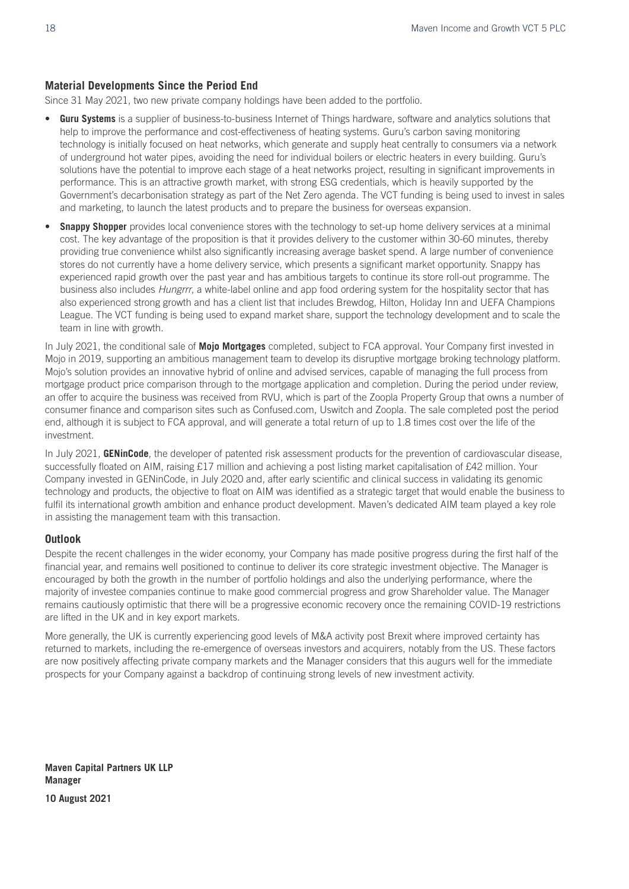### Material Developments Since the Period End

Since 31 May 2021, two new private company holdings have been added to the portfolio.

- **Guru Systems** is a supplier of business-to-business Internet of Things hardware, software and analytics solutions that help to improve the performance and cost-effectiveness of heating systems. Guru's carbon saving monitoring technology is initially focused on heat networks, which generate and supply heat centrally to consumers via a network of underground hot water pipes, avoiding the need for individual boilers or electric heaters in every building. Guru's solutions have the potential to improve each stage of a heat networks project, resulting in significant improvements in performance. This is an attractive growth market, with strong ESG credentials, which is heavily supported by the Government's decarbonisation strategy as part of the Net Zero agenda. The VCT funding is being used to invest in sales and marketing, to launch the latest products and to prepare the business for overseas expansion.
- **Snappy Shopper** provides local convenience stores with the technology to set-up home delivery services at a minimal cost. The key advantage of the proposition is that it provides delivery to the customer within 30-60 minutes, thereby providing true convenience whilst also significantly increasing average basket spend. A large number of convenience stores do not currently have a home delivery service, which presents a significant market opportunity. Snappy has experienced rapid growth over the past year and has ambitious targets to continue its store roll-out programme. The business also includes *Hungrrr*, a white-label online and app food ordering system for the hospitality sector that has also experienced strong growth and has a client list that includes Brewdog, Hilton, Holiday Inn and UEFA Champions League. The VCT funding is being used to expand market share, support the technology development and to scale the team in line with growth.

In July 2021, the conditional sale of **Mojo Mortgages** completed, subject to FCA approval. Your Company first invested in Mojo in 2019, supporting an ambitious management team to develop its disruptive mortgage broking technology platform. Mojo's solution provides an innovative hybrid of online and advised services, capable of managing the full process from mortgage product price comparison through to the mortgage application and completion. During the period under review, an offer to acquire the business was received from RVU, which is part of the Zoopla Property Group that owns a number of consumer finance and comparison sites such as Confused.com, Uswitch and Zoopla. The sale completed post the period end, although it is subject to FCA approval, and will generate a total return of up to 1.8 times cost over the life of the investment.

In July 2021, **GENinCode**, the developer of patented risk assessment products for the prevention of cardiovascular disease, successfully floated on AIM, raising £17 million and achieving a post listing market capitalisation of £42 million. Your Company invested in GENinCode, in July 2020 and, after early scientific and clinical success in validating its genomic technology and products, the objective to float on AIM was identified as a strategic target that would enable the business to fulfil its international growth ambition and enhance product development. Maven's dedicated AIM team played a key role in assisting the management team with this transaction.

### Outlook

Despite the recent challenges in the wider economy, your Company has made positive progress during the first half of the financial year, and remains well positioned to continue to deliver its core strategic investment objective. The Manager is encouraged by both the growth in the number of portfolio holdings and also the underlying performance, where the majority of investee companies continue to make good commercial progress and grow Shareholder value. The Manager remains cautiously optimistic that there will be a progressive economic recovery once the remaining COVID-19 restrictions are lifted in the UK and in key export markets.

More generally, the UK is currently experiencing good levels of M&A activity post Brexit where improved certainty has returned to markets, including the re-emergence of overseas investors and acquirers, notably from the US. These factors are now positively affecting private company markets and the Manager considers that this augurs well for the immediate prospects for your Company against a backdrop of continuing strong levels of new investment activity.

**Maven Capital Partners UK LLP**
**Manager**

**10 August 2021**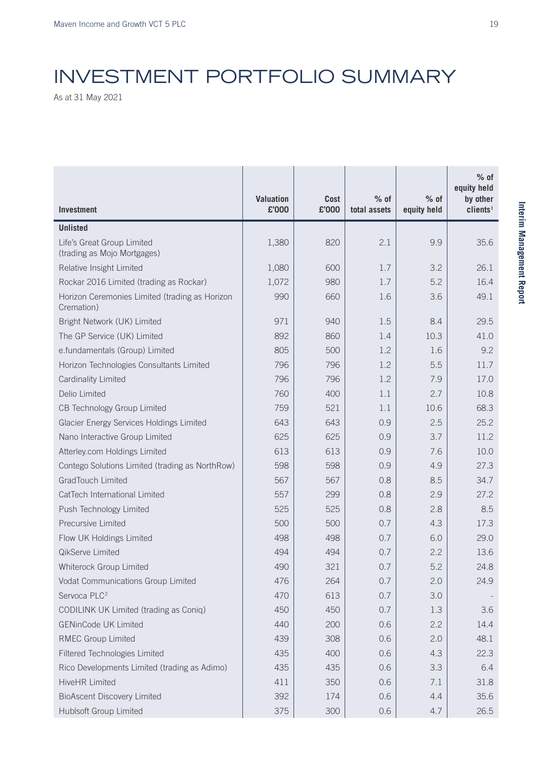# INVESTMENT PORTFOLIO SUMMARY

As at 31 May 2021

| Investment | Valuation £'000 | Cost £'000 | % of total assets | % of equity held | % of equity held by other clients[1] |
|---|---|---|---|---|---|
| **Unlisted** | | | | | |
| Life's Great Group Limited (trading as Mojo Mortgages) | 1,380 | 820 | 2.1 | 9.9 | 35.6 |
| Relative Insight Limited | 1,080 | 600 | 1.7 | 3.2 | 26.1 |
| Rockar 2016 Limited (trading as Rockar) | 1,072 | 980 | 1.7 | 5.2 | 16.4 |
| Horizon Ceremonies Limited (trading as Horizon Cremation) | 990 | 660 | 1.6 | 3.6 | 49.1 |
| Bright Network (UK) Limited | 971 | 940 | 1.5 | 8.4 | 29.5 |
| The GP Service (UK) Limited | 892 | 860 | 1.4 | 10.3 | 41.0 |
| e.fundamentals (Group) Limited | 805 | 500 | 1.2 | 1.6 | 9.2 |
| Horizon Technologies Consultants Limited | 796 | 796 | 1.2 | 5.5 | 11.7 |
| Cardinality Limited | 796 | 796 | 1.2 | 7.9 | 17.0 |
| Delio Limited | 760 | 400 | 1.1 | 2.7 | 10.8 |
| CB Technology Group Limited | 759 | 521 | 1.1 | 10.6 | 68.3 |
| Glacier Energy Services Holdings Limited | 643 | 643 | 0.9 | 2.5 | 25.2 |
| Nano Interactive Group Limited | 625 | 625 | 0.9 | 3.7 | 11.2 |
| Atterley.com Holdings Limited | 613 | 613 | 0.9 | 7.6 | 10.0 |
| Contego Solutions Limited (trading as NorthRow) | 598 | 598 | 0.9 | 4.9 | 27.3 |
| GradTouch Limited | 567 | 567 | 0.8 | 8.5 | 34.7 |
| CatTech International Limited | 557 | 299 | 0.8 | 2.9 | 27.2 |
| Push Technology Limited | 525 | 525 | 0.8 | 2.8 | 8.5 |
| Precursive Limited | 500 | 500 | 0.7 | 4.3 | 17.3 |
| Flow UK Holdings Limited | 498 | 498 | 0.7 | 6.0 | 29.0 |
| QikServe Limited | 494 | 494 | 0.7 | 2.2 | 13.6 |
| Whiterock Group Limited | 490 | 321 | 0.7 | 5.2 | 24.8 |
| Vodat Communications Group Limited | 476 | 264 | 0.7 | 2.0 | 24.9 |
| Servoca PLC[2] | 470 | 613 | 0.7 | 3.0 | - |
| CODILINK UK Limited (trading as Coniq) | 450 | 450 | 0.7 | 1.3 | 3.6 |
| GENinCode UK Limited | 440 | 200 | 0.6 | 2.2 | 14.4 |
| RMEC Group Limited | 439 | 308 | 0.6 | 2.0 | 48.1 |
| Filtered Technologies Limited | 435 | 400 | 0.6 | 4.3 | 22.3 |
| Rico Developments Limited (trading as Adimo) | 435 | 435 | 0.6 | 3.3 | 6.4 |
| HiveHR Limited | 411 | 350 | 0.6 | 7.1 | 31.8 |
| BioAscent Discovery Limited | 392 | 174 | 0.6 | 4.4 | 35.6 |
| Hublsoft Group Limited | 375 | 300 | 0.6 | 4.7 | 26.5 |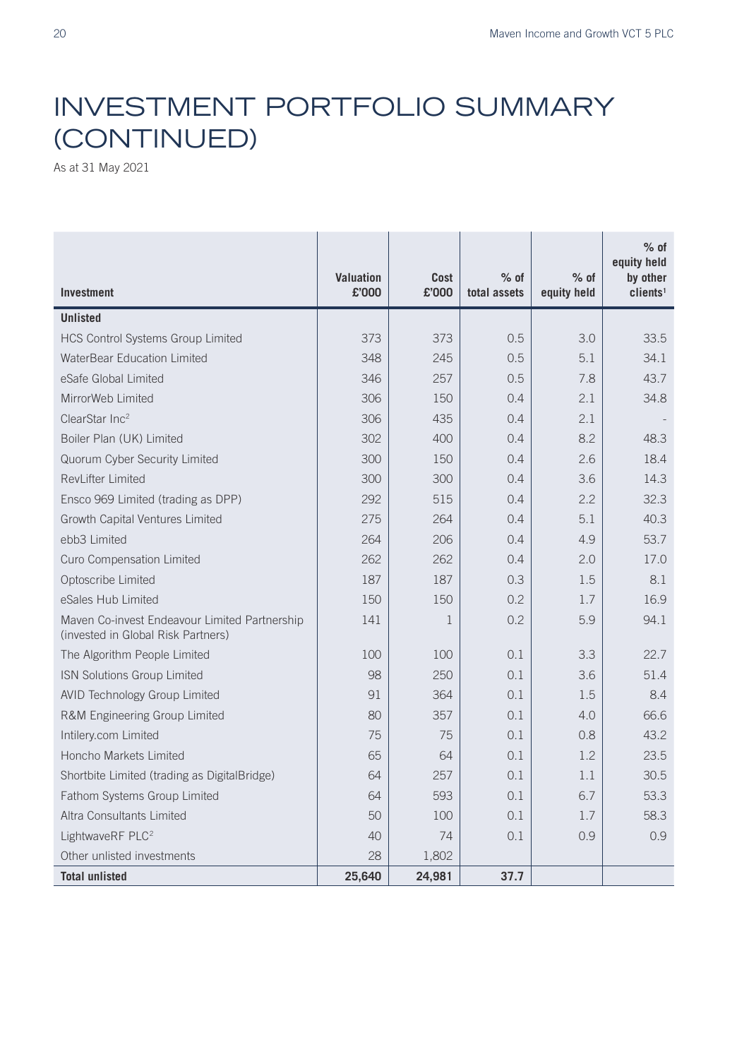# INVESTMENT PORTFOLIO SUMMARY (CONTINUED)

As at 31 May 2021

| Investment | Valuation £'000 | Cost £'000 | % of total assets | % of equity held | % of equity held by other clients[1] |
|---|---|---|---|---|---|
| **Unlisted** | | | | | |
| HCS Control Systems Group Limited | 373 | 373 | 0.5 | 3.0 | 33.5 |
| WaterBear Education Limited | 348 | 245 | 0.5 | 5.1 | 34.1 |
| eSafe Global Limited | 346 | 257 | 0.5 | 7.8 | 43.7 |
| MirrorWeb Limited | 306 | 150 | 0.4 | 2.1 | 34.8 |
| ClearStar Inc[2] | 306 | 435 | 0.4 | 2.1 | - |
| Boiler Plan (UK) Limited | 302 | 400 | 0.4 | 8.2 | 48.3 |
| Quorum Cyber Security Limited | 300 | 150 | 0.4 | 2.6 | 18.4 |
| RevLifter Limited | 300 | 300 | 0.4 | 3.6 | 14.3 |
| Ensco 969 Limited (trading as DPP) | 292 | 515 | 0.4 | 2.2 | 32.3 |
| Growth Capital Ventures Limited | 275 | 264 | 0.4 | 5.1 | 40.3 |
| ebb3 Limited | 264 | 206 | 0.4 | 4.9 | 53.7 |
| Curo Compensation Limited | 262 | 262 | 0.4 | 2.0 | 17.0 |
| Optoscribe Limited | 187 | 187 | 0.3 | 1.5 | 8.1 |
| eSales Hub Limited | 150 | 150 | 0.2 | 1.7 | 16.9 |
| Maven Co-invest Endeavour Limited Partnership (invested in Global Risk Partners) | 141 | 1 | 0.2 | 5.9 | 94.1 |
| The Algorithm People Limited | 100 | 100 | 0.1 | 3.3 | 22.7 |
| ISN Solutions Group Limited | 98 | 250 | 0.1 | 3.6 | 51.4 |
| AVID Technology Group Limited | 91 | 364 | 0.1 | 1.5 | 8.4 |
| R&M Engineering Group Limited | 80 | 357 | 0.1 | 4.0 | 66.6 |
| Intilery.com Limited | 75 | 75 | 0.1 | 0.8 | 43.2 |
| Honcho Markets Limited | 65 | 64 | 0.1 | 1.2 | 23.5 |
| Shortbite Limited (trading as DigitalBridge) | 64 | 257 | 0.1 | 1.1 | 30.5 |
| Fathom Systems Group Limited | 64 | 593 | 0.1 | 6.7 | 53.3 |
| Altra Consultants Limited | 50 | 100 | 0.1 | 1.7 | 58.3 |
| LightwaveRF PLC[2] | 40 | 74 | 0.1 | 0.9 | 0.9 |
| Other unlisted investments | 28 | 1,802 | | | |
| **Total unlisted** | **25,640** | **24,981** | **37.7** | | |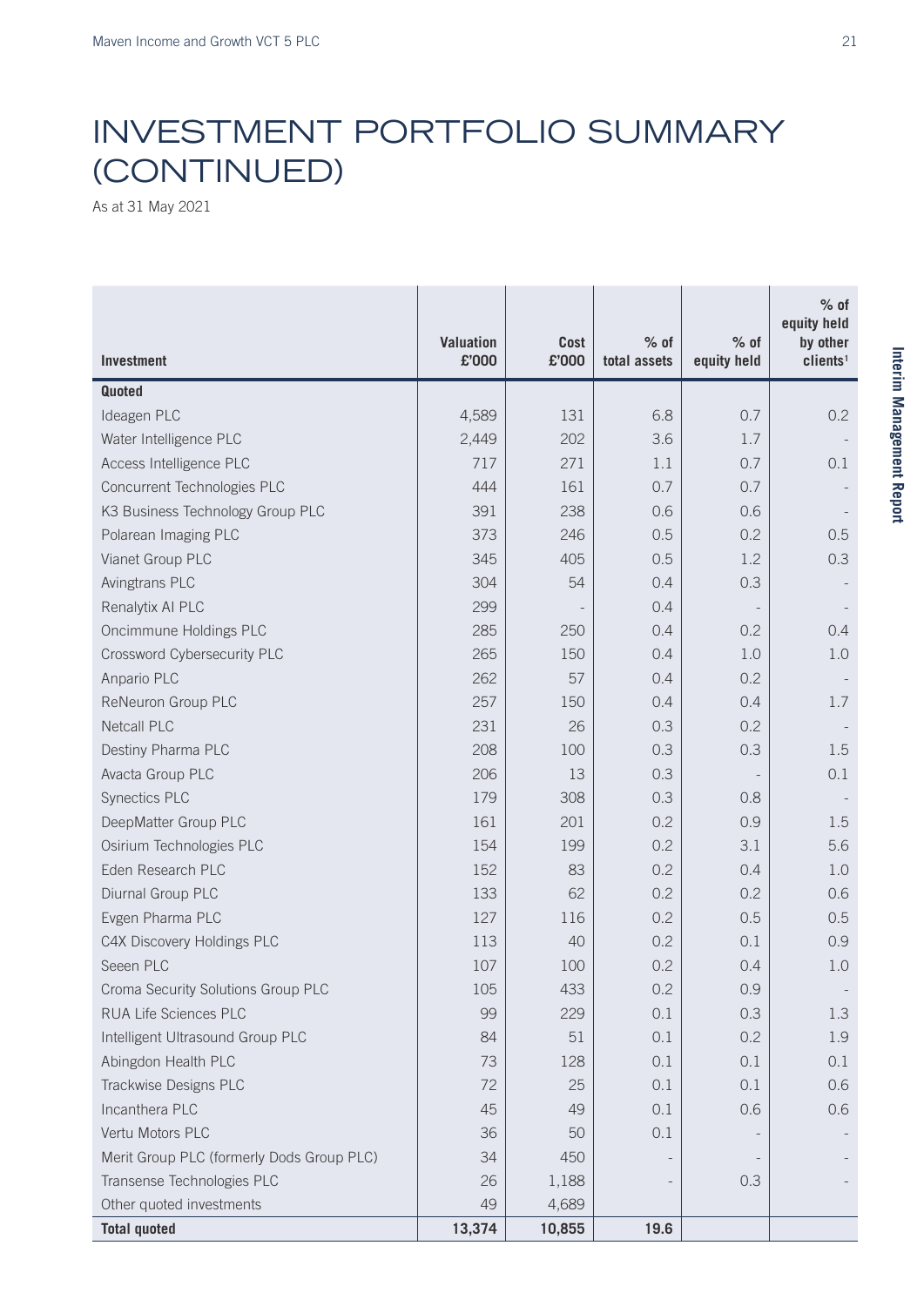# INVESTMENT PORTFOLIO SUMMARY (CONTINUED)

As at 31 May 2021

| Investment | Valuation £'000 | Cost £'000 | % of total assets | % of equity held | % of equity held by other clients[1] |
|---|---|---|---|---|---|
| **Quoted** | | | | | |
| Ideagen PLC | 4,589 | 131 | 6.8 | 0.7 | 0.2 |
| Water Intelligence PLC | 2,449 | 202 | 3.6 | 1.7 | - |
| Access Intelligence PLC | 717 | 271 | 1.1 | 0.7 | 0.1 |
| Concurrent Technologies PLC | 444 | 161 | 0.7 | 0.7 | - |
| K3 Business Technology Group PLC | 391 | 238 | 0.6 | 0.6 | - |
| Polarean Imaging PLC | 373 | 246 | 0.5 | 0.2 | 0.5 |
| Vianet Group PLC | 345 | 405 | 0.5 | 1.2 | 0.3 |
| Avingtrans PLC | 304 | 54 | 0.4 | 0.3 | - |
| Renalytix AI PLC | 299 | - | 0.4 | - | - |
| Oncimmune Holdings PLC | 285 | 250 | 0.4 | 0.2 | 0.4 |
| Crossword Cybersecurity PLC | 265 | 150 | 0.4 | 1.0 | 1.0 |
| Anpario PLC | 262 | 57 | 0.4 | 0.2 | - |
| ReNeuron Group PLC | 257 | 150 | 0.4 | 0.4 | 1.7 |
| Netcall PLC | 231 | 26 | 0.3 | 0.2 | - |
| Destiny Pharma PLC | 208 | 100 | 0.3 | 0.3 | 1.5 |
| Avacta Group PLC | 206 | 13 | 0.3 | - | 0.1 |
| Synectics PLC | 179 | 308 | 0.3 | 0.8 | - |
| DeepMatter Group PLC | 161 | 201 | 0.2 | 0.9 | 1.5 |
| Osirium Technologies PLC | 154 | 199 | 0.2 | 3.1 | 5.6 |
| Eden Research PLC | 152 | 83 | 0.2 | 0.4 | 1.0 |
| Diurnal Group PLC | 133 | 62 | 0.2 | 0.2 | 0.6 |
| Evgen Pharma PLC | 127 | 116 | 0.2 | 0.5 | 0.5 |
| C4X Discovery Holdings PLC | 113 | 40 | 0.2 | 0.1 | 0.9 |
| Seeen PLC | 107 | 100 | 0.2 | 0.4 | 1.0 |
| Croma Security Solutions Group PLC | 105 | 433 | 0.2 | 0.9 | - |
| RUA Life Sciences PLC | 99 | 229 | 0.1 | 0.3 | 1.3 |
| Intelligent Ultrasound Group PLC | 84 | 51 | 0.1 | 0.2 | 1.9 |
| Abingdon Health PLC | 73 | 128 | 0.1 | 0.1 | 0.1 |
| Trackwise Designs PLC | 72 | 25 | 0.1 | 0.1 | 0.6 |
| Incanthera PLC | 45 | 49 | 0.1 | 0.6 | 0.6 |
| Vertu Motors PLC | 36 | 50 | 0.1 | - | - |
| Merit Group PLC (formerly Dods Group PLC) | 34 | 450 | - | - | - |
| Transense Technologies PLC | 26 | 1,188 | - | 0.3 | - |
| Other quoted investments | 49 | 4,689 | | | |
| **Total quoted** | **13,374** | **10,855** | **19.6** | | |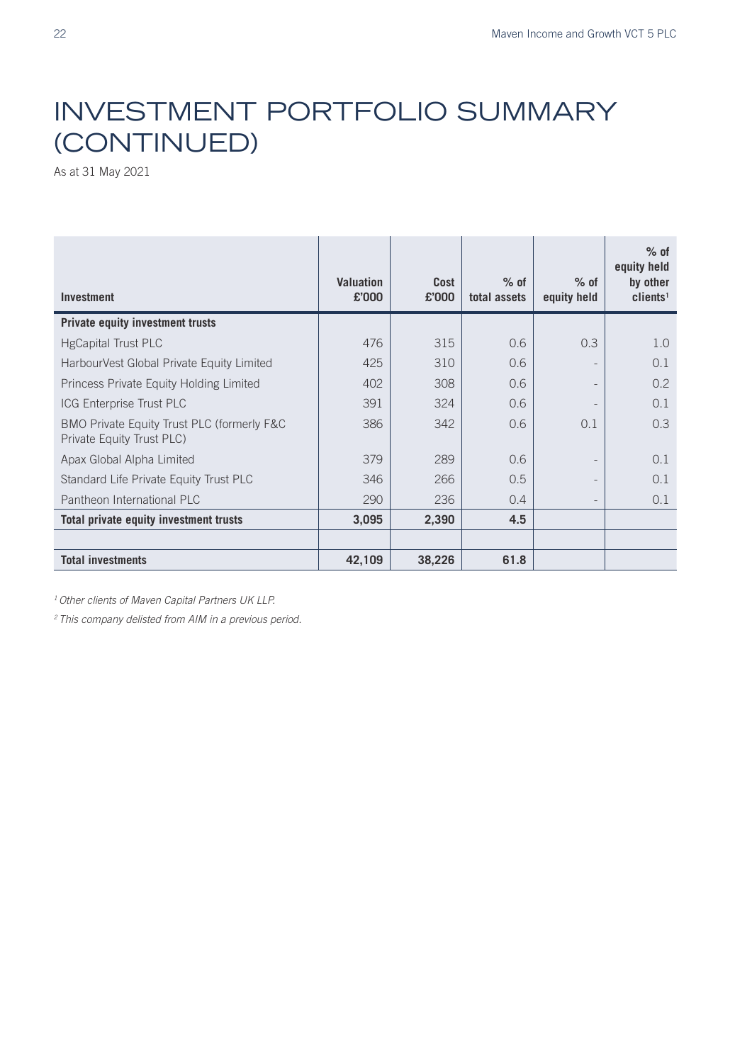# INVESTMENT PORTFOLIO SUMMARY (CONTINUED)

As at 31 May 2021

| Investment | Valuation £'000 | Cost £'000 | % of total assets | % of equity held | % of equity held by other clients[1] |
|---|---|---|---|---|---|
| **Private equity investment trusts** | | | | | |
| HgCapital Trust PLC | 476 | 315 | 0.6 | 0.3 | 1.0 |
| HarbourVest Global Private Equity Limited | 425 | 310 | 0.6 | - | 0.1 |
| Princess Private Equity Holding Limited | 402 | 308 | 0.6 | - | 0.2 |
| ICG Enterprise Trust PLC | 391 | 324 | 0.6 | - | 0.1 |
| BMO Private Equity Trust PLC (formerly F&C Private Equity Trust PLC) | 386 | 342 | 0.6 | 0.1 | 0.3 |
| Apax Global Alpha Limited | 379 | 289 | 0.6 | - | 0.1 |
| Standard Life Private Equity Trust PLC | 346 | 266 | 0.5 | - | 0.1 |
| Pantheon International PLC | 290 | 236 | 0.4 | - | 0.1 |
| **Total private equity investment trusts** | **3,095** | **2,390** | **4.5** | | |
| | | | | | |
| **Total investments** | **42,109** | **38,226** | **61.8** | | |

*[1] Other clients of Maven Capital Partners UK LLP.*

*[2] This company delisted from AIM in a previous period.*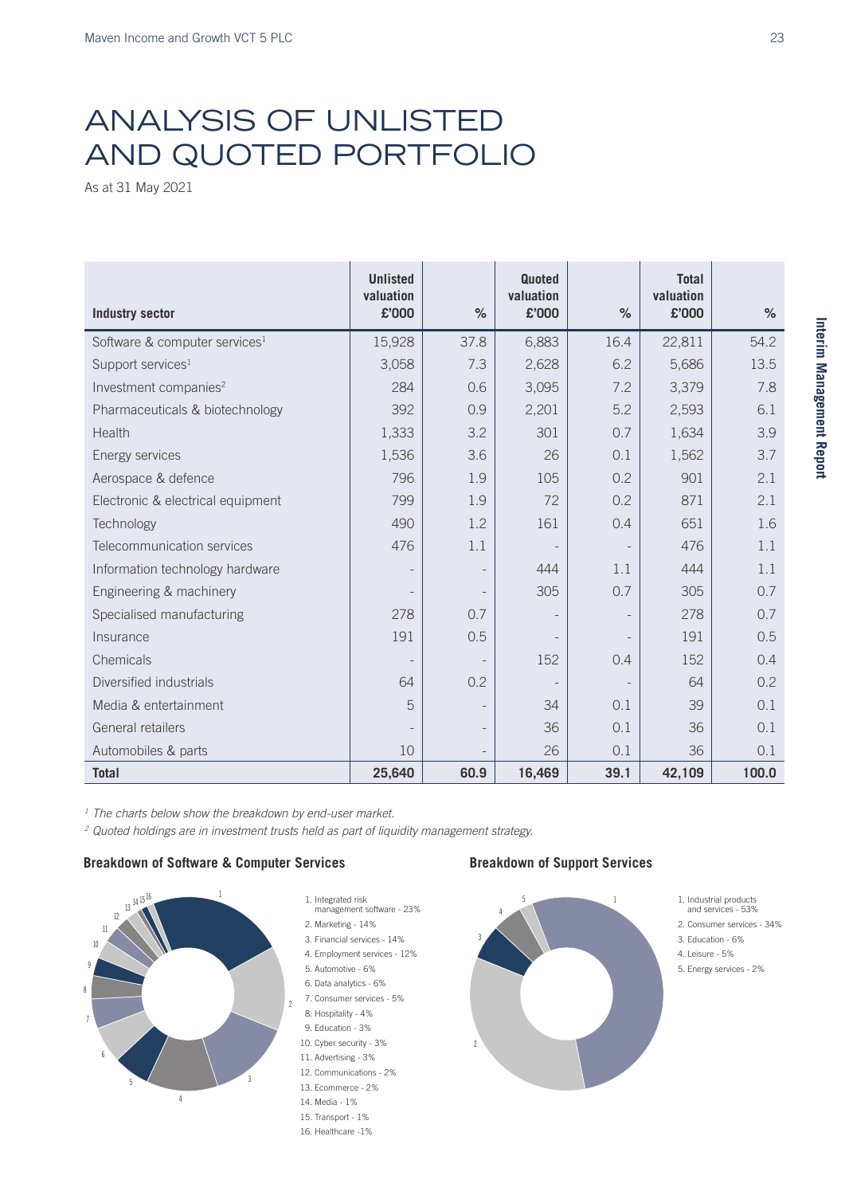# ANALYSIS OF UNLISTED AND QUOTED PORTFOLIO

As at 31 May 2021

| Industry sector | Unlisted valuation £'000 | % | Quoted valuation £'000 | % | Total valuation £'000 | % |
|---|---|---|---|---|---|---|
| Software & computer services[1] | 15,928 | 37.8 | 6,883 | 16.4 | 22,811 | 54.2 |
| Support services[1] | 3,058 | 7.3 | 2,628 | 6.2 | 5,686 | 13.5 |
| Investment companies[2] | 284 | 0.6 | 3,095 | 7.2 | 3,379 | 7.8 |
| Pharmaceuticals & biotechnology | 392 | 0.9 | 2,201 | 5.2 | 2,593 | 6.1 |
| Health | 1,333 | 3.2 | 301 | 0.7 | 1,634 | 3.9 |
| Energy services | 1,536 | 3.6 | 26 | 0.1 | 1,562 | 3.7 |
| Aerospace & defence | 796 | 1.9 | 105 | 0.2 | 901 | 2.1 |
| Electronic & electrical equipment | 799 | 1.9 | 72 | 0.2 | 871 | 2.1 |
| Technology | 490 | 1.2 | 161 | 0.4 | 651 | 1.6 |
| Telecommunication services | 476 | 1.1 | - | - | 476 | 1.1 |
| Information technology hardware | - | - | 444 | 1.1 | 444 | 1.1 |
| Engineering & machinery | - | - | 305 | 0.7 | 305 | 0.7 |
| Specialised manufacturing | 278 | 0.7 | - | - | 278 | 0.7 |
| Insurance | 191 | 0.5 | - | - | 191 | 0.5 |
| Chemicals | - | - | 152 | 0.4 | 152 | 0.4 |
| Diversified industrials | 64 | 0.2 | - | - | 64 | 0.2 |
| Media & entertainment | 5 | - | 34 | 0.1 | 39 | 0.1 |
| General retailers | - | - | 36 | 0.1 | 36 | 0.1 |
| Automobiles & parts | 10 | - | 26 | 0.1 | 36 | 0.1 |
| **Total** | **25,640** | **60.9** | **16,469** | **39.1** | **42,109** | **100.0** |

[1] *The charts below show the breakdown by end-user market.*

[2] *Quoted holdings are in investment trusts held as part of liquidity management strategy.*

### Breakdown of Software & Computer Services

1. Integrated risk management software - 23%
2. Marketing - 14%
3. Financial services - 14%
4. Employment services - 12%
5. Automotive - 6%
6. Data analytics - 6%
7. Consumer services - 5%
8. Hospitality - 4%
9. Education - 3%
10. Cyber security - 3%
11. Advertising - 3%
12. Communications - 2%
13. Ecommerce - 2%
14. Media - 1%
15. Transport - 1%
16. Healthcare -1%

### Breakdown of Support Services

1. Industrial products and services - 53%
2. Consumer services - 34%
3. Education - 6%
4. Leisure - 5%
5. Energy services - 2%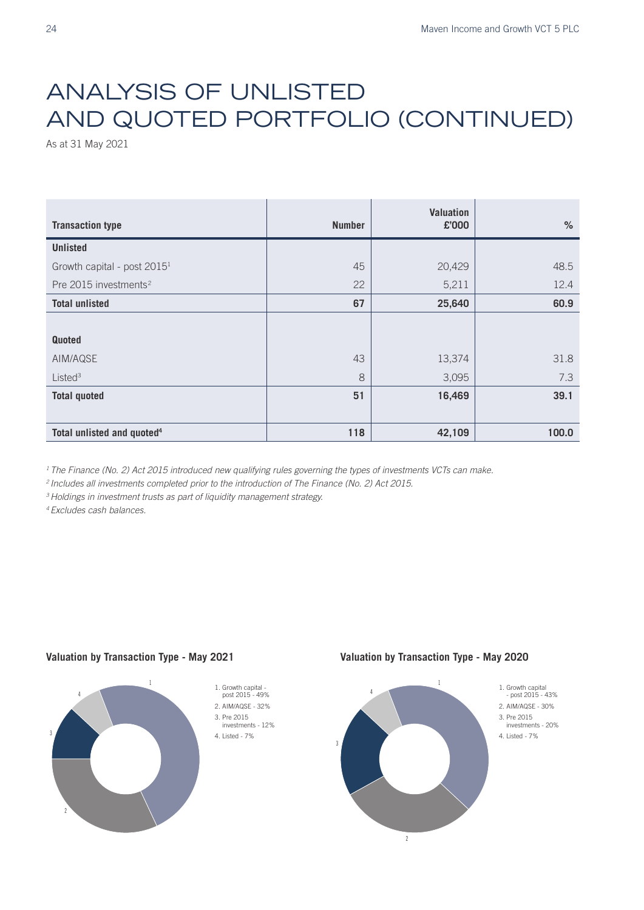# ANALYSIS OF UNLISTED AND QUOTED PORTFOLIO (CONTINUED)

As at 31 May 2021

| Transaction type | Number | Valuation £'000 | % |
|---|---|---|---|
| **Unlisted** | | | |
| Growth capital - post 2015[1] | 45 | 20,429 | 48.5 |
| Pre 2015 investments[2] | 22 | 5,211 | 12.4 |
| **Total unlisted** | **67** | **25,640** | **60.9** |
| **Quoted** | | | |
| AIM/AQSE | 43 | 13,374 | 31.8 |
| Listed[3] | 8 | 3,095 | 7.3 |
| **Total quoted** | **51** | **16,469** | **39.1** |
| **Total unlisted and quoted[4]** | **118** | **42,109** | **100.0** |

*[1] The Finance (No. 2) Act 2015 introduced new qualifying rules governing the types of investments VCTs can make.*

*[2] Includes all investments completed prior to the introduction of The Finance (No. 2) Act 2015.*

*[3] Holdings in investment trusts as part of liquidity management strategy.*

*[4] Excludes cash balances.*

**Valuation by Transaction Type - May 2021**

1. Growth capital - post 2015 - 49%
2. AIM/AQSE - 32%
3. Pre 2015 investments - 12%
4. Listed - 7%

**Valuation by Transaction Type - May 2020**

1. Growth capital - post 2015 - 43%
2. AIM/AQSE - 30%
3. Pre 2015 investments - 20%
4. Listed - 7%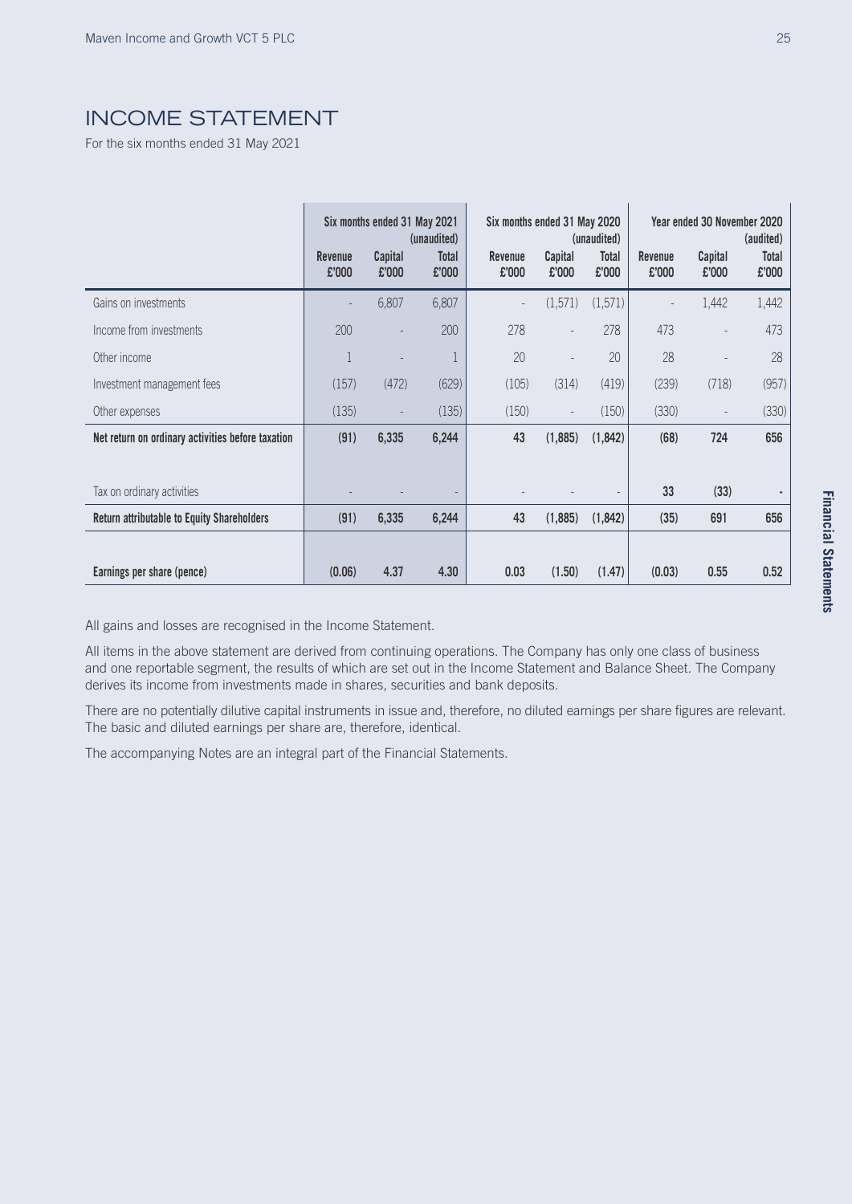# INCOME STATEMENT

For the six months ended 31 May 2021

| | Six months ended 31 May 2021 (unaudited) | | | Six months ended 31 May 2020 (unaudited) | | | Year ended 30 November 2020 (audited) | | |
|---|---|---|---|---|---|---|---|---|---|
| | Revenue £'000 | Capital £'000 | Total £'000 | Revenue £'000 | Capital £'000 | Total £'000 | Revenue £'000 | Capital £'000 | Total £'000 |
| Gains on investments | - | 6,807 | 6,807 | - | (1,571) | (1,571) | - | 1,442 | 1,442 |
| Income from investments | 200 | - | 200 | 278 | - | 278 | 473 | - | 473 |
| Other income | 1 | - | 1 | 20 | - | 20 | 28 | - | 28 |
| Investment management fees | (157) | (472) | (629) | (105) | (314) | (419) | (239) | (718) | (957) |
| Other expenses | (135) | - | (135) | (150) | - | (150) | (330) | - | (330) |
| **Net return on ordinary activities before taxation** | **(91)** | **6,335** | **6,244** | **43** | **(1,885)** | **(1,842)** | **(68)** | **724** | **656** |
| Tax on ordinary activities | - | - | - | - | - | - | **33** | **(33)** | **-** |
| **Return attributable to Equity Shareholders** | **(91)** | **6,335** | **6,244** | **43** | **(1,885)** | **(1,842)** | **(35)** | **691** | **656** |
| **Earnings per share (pence)** | **(0.06)** | **4.37** | **4.30** | **0.03** | **(1.50)** | **(1.47)** | **(0.03)** | **0.55** | **0.52** |

All gains and losses are recognised in the Income Statement.

All items in the above statement are derived from continuing operations. The Company has only one class of business and one reportable segment, the results of which are set out in the Income Statement and Balance Sheet. The Company derives its income from investments made in shares, securities and bank deposits.

There are no potentially dilutive capital instruments in issue and, therefore, no diluted earnings per share figures are relevant. The basic and diluted earnings per share are, therefore, identical.

The accompanying Notes are an integral part of the Financial Statements.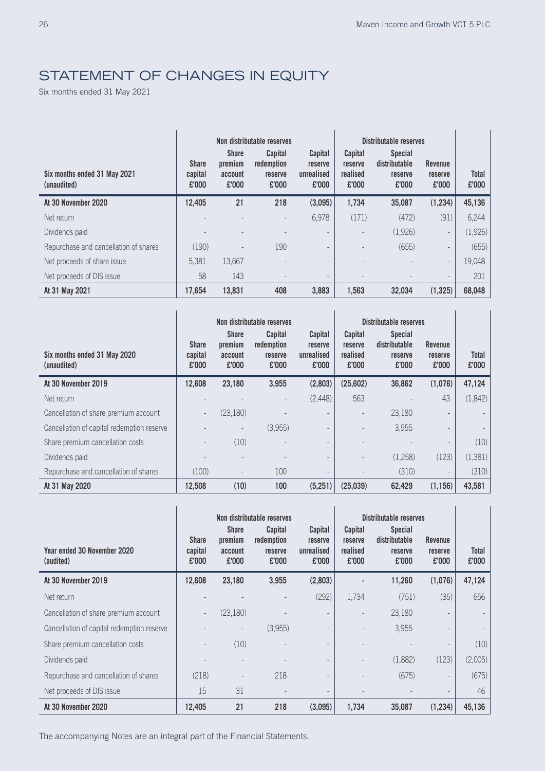# STATEMENT OF CHANGES IN EQUITY

Six months ended 31 May 2021

| Six months ended 31 May 2021 (unaudited) | Non distributable reserves | | | | Distributable reserves | | | |
|---|---|---|---|---|---|---|---|---|
| | Share capital £'000 | Share premium account £'000 | Capital redemption reserve £'000 | Capital reserve unrealised £'000 | Capital reserve realised £'000 | Special distributable reserve £'000 | Revenue reserve £'000 | Total £'000 |
| **At 30 November 2020** | **12,405** | **21** | **218** | **(3,095)** | **1,734** | **35,087** | **(1,234)** | **45,136** |
| Net return | - | - | - | 6,978 | (171) | (472) | (91) | 6,244 |
| Dividends paid | - | - | - | - | - | (1,926) | - | (1,926) |
| Repurchase and cancellation of shares | (190) | - | 190 | - | - | (655) | - | (655) |
| Net proceeds of share issue | 5,381 | 13,667 | - | - | - | - | - | 19,048 |
| Net proceeds of DIS issue | 58 | 143 | - | - | - | - | - | 201 |
| **At 31 May 2021** | **17,654** | **13,831** | **408** | **3,883** | **1,563** | **32,034** | **(1,325)** | **68,048** |

| Six months ended 31 May 2020 (unaudited) | Non distributable reserves | | | | Distributable reserves | | | |
|---|---|---|---|---|---|---|---|---|
| | Share capital £'000 | Share premium account £'000 | Capital redemption reserve £'000 | Capital reserve unrealised £'000 | Capital reserve realised £'000 | Special distributable reserve £'000 | Revenue reserve £'000 | Total £'000 |
| **At 30 November 2019** | **12,608** | **23,180** | **3,955** | **(2,803)** | **(25,602)** | **36,862** | **(1,076)** | **47,124** |
| Net return | - | - | - | (2,448) | 563 | - | 43 | (1,842) |
| Cancellation of share premium account | - | (23,180) | - | - | - | 23,180 | - | - |
| Cancellation of capital redemption reserve | - | - | (3,955) | - | - | 3,955 | - | - |
| Share premium cancellation costs | - | (10) | - | - | - | - | - | (10) |
| Dividends paid | - | - | - | - | - | (1,258) | (123) | (1,381) |
| Repurchase and cancellation of shares | (100) | - | 100 | - | - | (310) | - | (310) |
| **At 31 May 2020** | **12,508** | **(10)** | **100** | **(5,251)** | **(25,039)** | **62,429** | **(1,156)** | **43,581** |

| Year ended 30 November 2020 (audited) | Non distributable reserves | | | | Distributable reserves | | | |
|---|---|---|---|---|---|---|---|---|
| | Share capital £'000 | Share premium account £'000 | Capital redemption reserve £'000 | Capital reserve unrealised £'000 | Capital reserve realised £'000 | Special distributable reserve £'000 | Revenue reserve £'000 | Total £'000 |
| **At 30 November 2019** | **12,608** | **23,180** | **3,955** | **(2,803)** | **-** | **11,260** | **(1,076)** | **47,124** |
| Net return | - | - | - | (292) | 1,734 | (751) | (35) | 656 |
| Cancellation of share premium account | - | (23,180) | - | - | - | 23,180 | - | - |
| Cancellation of capital redemption reserve | - | - | (3,955) | - | - | 3,955 | - | - |
| Share premium cancellation costs | - | (10) | - | - | - | - | - | (10) |
| Dividends paid | - | - | - | - | - | (1,882) | (123) | (2,005) |
| Repurchase and cancellation of shares | (218) | - | 218 | - | - | (675) | - | (675) |
| Net proceeds of DIS issue | 15 | 31 | - | - | - | - | - | 46 |
| **At 30 November 2020** | **12,405** | **21** | **218** | **(3,095)** | **1,734** | **35,087** | **(1,234)** | **45,136** |

The accompanying Notes are an integral part of the Financial Statements.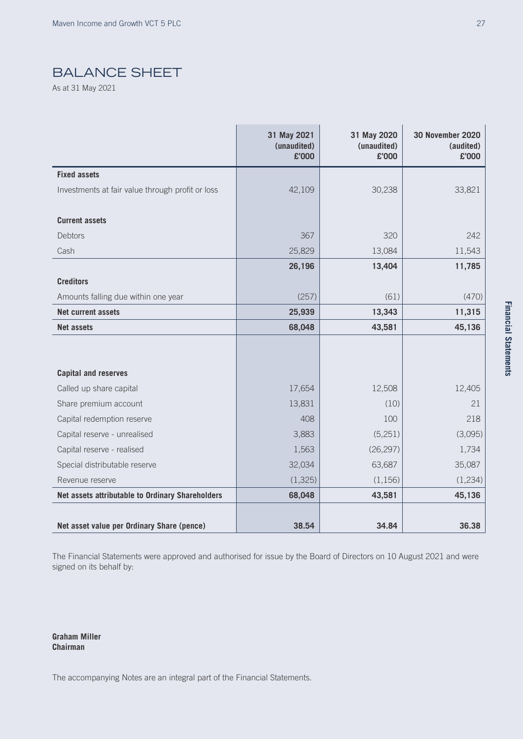# BALANCE SHEET

As at 31 May 2021

| | 31 May 2021 (unaudited) £'000 | 31 May 2020 (unaudited) £'000 | 30 November 2020 (audited) £'000 |
|---|---|---|---|
| **Fixed assets** | | | |
| Investments at fair value through profit or loss | 42,109 | 30,238 | 33,821 |
| **Current assets** | | | |
| Debtors | 367 | 320 | 242 |
| Cash | 25,829 | 13,084 | 11,543 |
| | **26,196** | **13,404** | **11,785** |
| **Creditors** | | | |
| Amounts falling due within one year | (257) | (61) | (470) |
| **Net current assets** | **25,939** | **13,343** | **11,315** |
| **Net assets** | **68,048** | **43,581** | **45,136** |
| **Capital and reserves** | | | |
| Called up share capital | 17,654 | 12,508 | 12,405 |
| Share premium account | 13,831 | (10) | 21 |
| Capital redemption reserve | 408 | 100 | 218 |
| Capital reserve - unrealised | 3,883 | (5,251) | (3,095) |
| Capital reserve - realised | 1,563 | (26,297) | 1,734 |
| Special distributable reserve | 32,034 | 63,687 | 35,087 |
| Revenue reserve | (1,325) | (1,156) | (1,234) |
| **Net assets attributable to Ordinary Shareholders** | **68,048** | **43,581** | **45,136** |
| **Net asset value per Ordinary Share (pence)** | **38.54** | **34.84** | **36.38** |

The Financial Statements were approved and authorised for issue by the Board of Directors on 10 August 2021 and were signed on its behalf by:

**Graham Miller**
**Chairman**

The accompanying Notes are an integral part of the Financial Statements.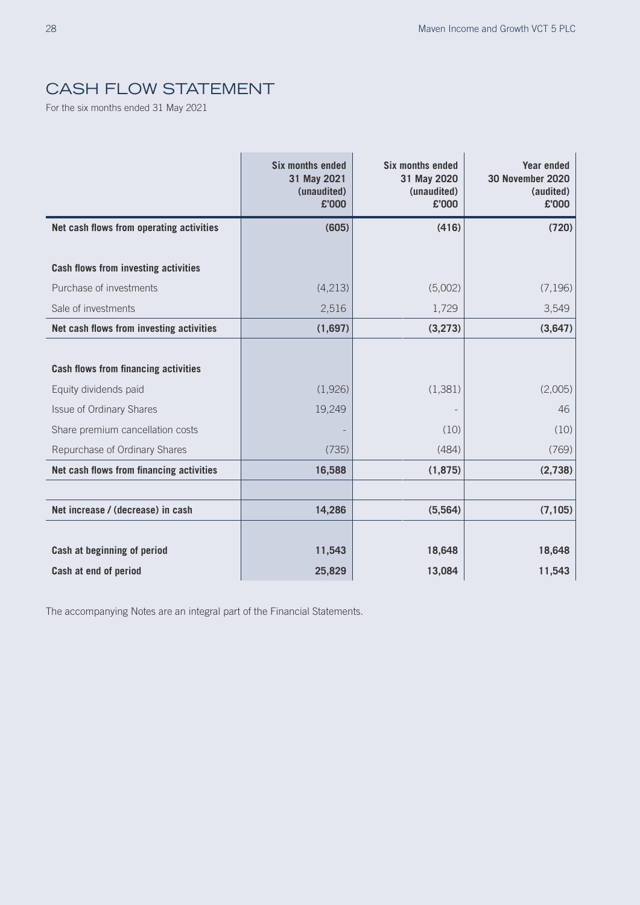# CASH FLOW STATEMENT

For the six months ended 31 May 2021

| | Six months ended 31 May 2021 (unaudited) £'000 | Six months ended 31 May 2020 (unaudited) £'000 | Year ended 30 November 2020 (audited) £'000 |
|---|---|---|---|
| **Net cash flows from operating activities** | **(605)** | **(416)** | **(720)** |
| | | | |
| **Cash flows from investing activities** | | | |
| Purchase of investments | (4,213) | (5,002) | (7,196) |
| Sale of investments | 2,516 | 1,729 | 3,549 |
| **Net cash flows from investing activities** | **(1,697)** | **(3,273)** | **(3,647)** |
| | | | |
| **Cash flows from financing activities** | | | |
| Equity dividends paid | (1,926) | (1,381) | (2,005) |
| Issue of Ordinary Shares | 19,249 | - | 46 |
| Share premium cancellation costs | - | (10) | (10) |
| Repurchase of Ordinary Shares | (735) | (484) | (769) |
| **Net cash flows from financing activities** | **16,588** | **(1,875)** | **(2,738)** |
| | | | |
| **Net increase / (decrease) in cash** | **14,286** | **(5,564)** | **(7,105)** |
| | | | |
| **Cash at beginning of period** | **11,543** | **18,648** | **18,648** |
| **Cash at end of period** | **25,829** | **13,084** | **11,543** |

The accompanying Notes are an integral part of the Financial Statements.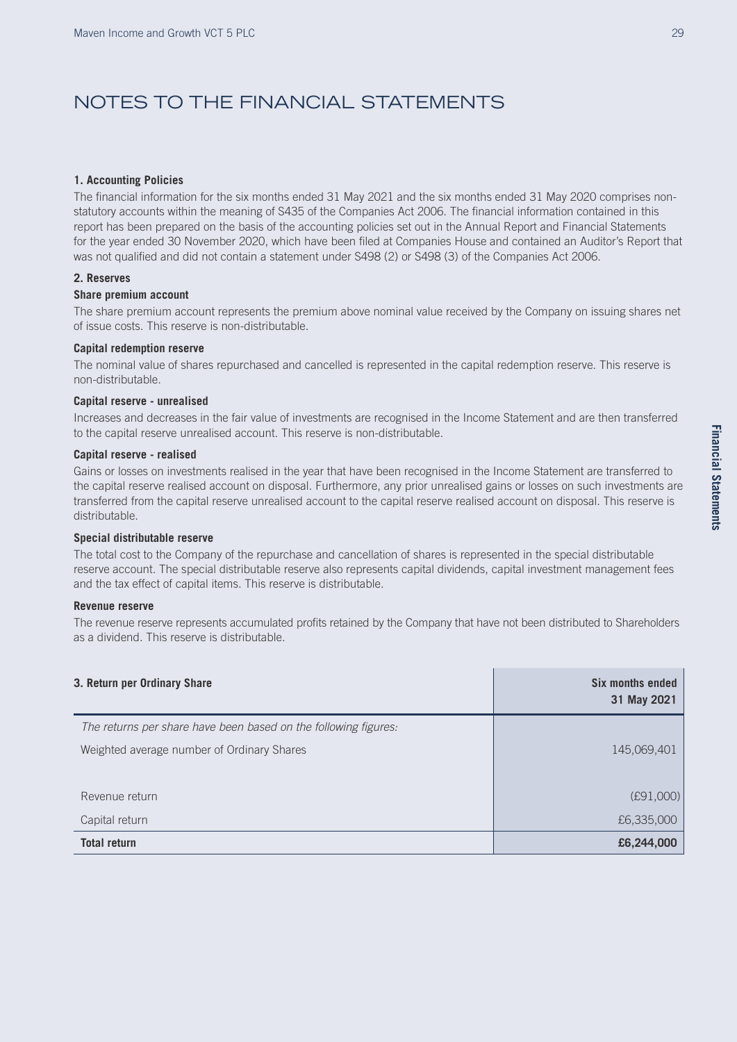# NOTES TO THE FINANCIAL STATEMENTS

**1. Accounting Policies**

The financial information for the six months ended 31 May 2021 and the six months ended 31 May 2020 comprises non-statutory accounts within the meaning of S435 of the Companies Act 2006. The financial information contained in this report has been prepared on the basis of the accounting policies set out in the Annual Report and Financial Statements for the year ended 30 November 2020, which have been filed at Companies House and contained an Auditor's Report that was not qualified and did not contain a statement under S498 (2) or S498 (3) of the Companies Act 2006.

**2. Reserves**

**Share premium account**

The share premium account represents the premium above nominal value received by the Company on issuing shares net of issue costs. This reserve is non-distributable.

**Capital redemption reserve**

The nominal value of shares repurchased and cancelled is represented in the capital redemption reserve. This reserve is non-distributable.

**Capital reserve - unrealised**

Increases and decreases in the fair value of investments are recognised in the Income Statement and are then transferred to the capital reserve unrealised account. This reserve is non-distributable.

**Capital reserve - realised**

Gains or losses on investments realised in the year that have been recognised in the Income Statement are transferred to the capital reserve realised account on disposal. Furthermore, any prior unrealised gains or losses on such investments are transferred from the capital reserve unrealised account to the capital reserve realised account on disposal. This reserve is distributable.

**Special distributable reserve**

The total cost to the Company of the repurchase and cancellation of shares is represented in the special distributable reserve account. The special distributable reserve also represents capital dividends, capital investment management fees and the tax effect of capital items. This reserve is distributable.

**Revenue reserve**

The revenue reserve represents accumulated profits retained by the Company that have not been distributed to Shareholders as a dividend. This reserve is distributable.

| **3. Return per Ordinary Share** | **Six months ended 31 May 2021** |
|---|---|
| *The returns per share have been based on the following figures:* | |
| Weighted average number of Ordinary Shares | 145,069,401 |
| | |
| Revenue return | (£91,000) |
| Capital return | £6,335,000 |
| **Total return** | **£6,244,000** |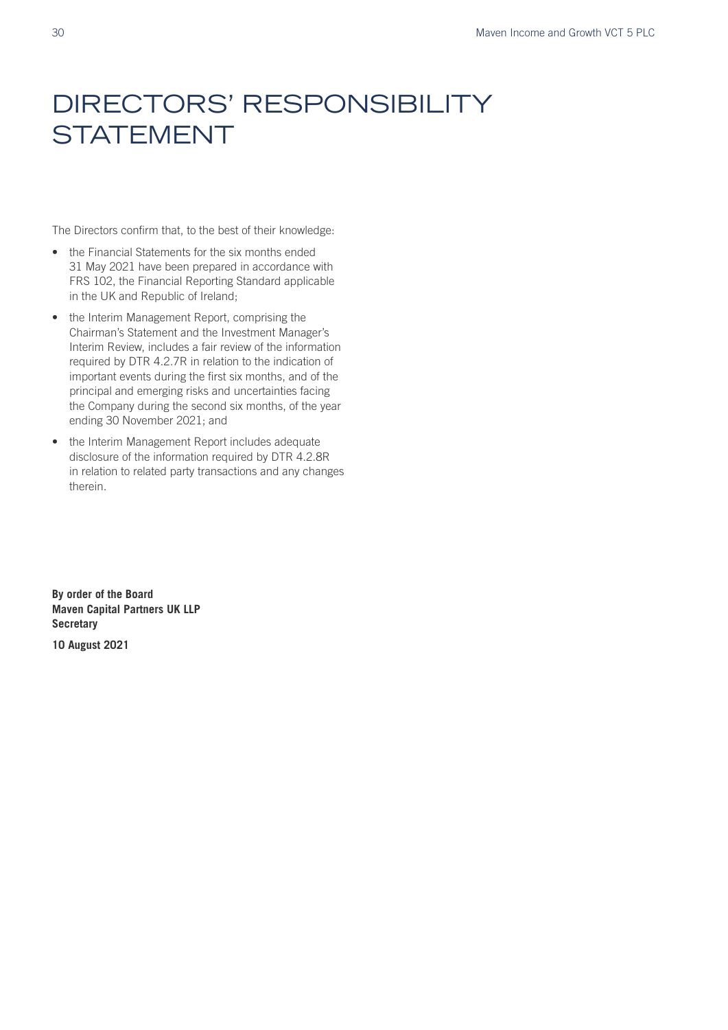# DIRECTORS' RESPONSIBILITY STATEMENT

The Directors confirm that, to the best of their knowledge:

- the Financial Statements for the six months ended 31 May 2021 have been prepared in accordance with FRS 102, the Financial Reporting Standard applicable in the UK and Republic of Ireland;
- the Interim Management Report, comprising the Chairman's Statement and the Investment Manager's Interim Review, includes a fair review of the information required by DTR 4.2.7R in relation to the indication of important events during the first six months, and of the principal and emerging risks and uncertainties facing the Company during the second six months, of the year ending 30 November 2021; and
- the Interim Management Report includes adequate disclosure of the information required by DTR 4.2.8R in relation to related party transactions and any changes therein.

**By order of the Board**
**Maven Capital Partners UK LLP**
**Secretary**

**10 August 2021**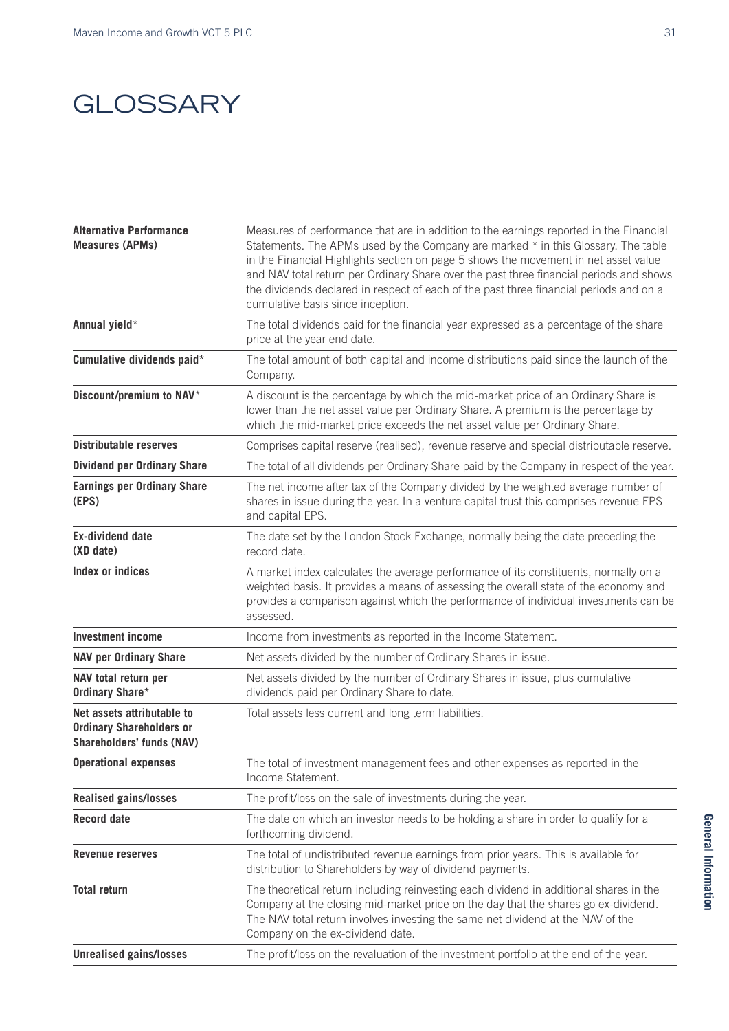# GLOSSARY

| | |
|---|---|
| **Alternative Performance Measures (APMs)** | Measures of performance that are in addition to the earnings reported in the Financial Statements. The APMs used by the Company are marked * in this Glossary. The table in the Financial Highlights section on page 5 shows the movement in net asset value and NAV total return per Ordinary Share over the past three financial periods and shows the dividends declared in respect of each of the past three financial periods and on a cumulative basis since inception. |
| **Annual yield*** | The total dividends paid for the financial year expressed as a percentage of the share price at the year end date. |
| **Cumulative dividends paid*** | The total amount of both capital and income distributions paid since the launch of the Company. |
| **Discount/premium to NAV*** | A discount is the percentage by which the mid-market price of an Ordinary Share is lower than the net asset value per Ordinary Share. A premium is the percentage by which the mid-market price exceeds the net asset value per Ordinary Share. |
| **Distributable reserves** | Comprises capital reserve (realised), revenue reserve and special distributable reserve. |
| **Dividend per Ordinary Share** | The total of all dividends per Ordinary Share paid by the Company in respect of the year. |
| **Earnings per Ordinary Share (EPS)** | The net income after tax of the Company divided by the weighted average number of shares in issue during the year. In a venture capital trust this comprises revenue EPS and capital EPS. |
| **Ex-dividend date (XD date)** | The date set by the London Stock Exchange, normally being the date preceding the record date. |
| **Index or indices** | A market index calculates the average performance of its constituents, normally on a weighted basis. It provides a means of assessing the overall state of the economy and provides a comparison against which the performance of individual investments can be assessed. |
| **Investment income** | Income from investments as reported in the Income Statement. |
| **NAV per Ordinary Share** | Net assets divided by the number of Ordinary Shares in issue. |
| **NAV total return per Ordinary Share*** | Net assets divided by the number of Ordinary Shares in issue, plus cumulative dividends paid per Ordinary Share to date. |
| **Net assets attributable to Ordinary Shareholders or Shareholders' funds (NAV)** | Total assets less current and long term liabilities. |
| **Operational expenses** | The total of investment management fees and other expenses as reported in the Income Statement. |
| **Realised gains/losses** | The profit/loss on the sale of investments during the year. |
| **Record date** | The date on which an investor needs to be holding a share in order to qualify for a forthcoming dividend. |
| **Revenue reserves** | The total of undistributed revenue earnings from prior years. This is available for distribution to Shareholders by way of dividend payments. |
| **Total return** | The theoretical return including reinvesting each dividend in additional shares in the Company at the closing mid-market price on the day that the shares go ex-dividend. The NAV total return involves investing the same net dividend at the NAV of the Company on the ex-dividend date. |
| **Unrealised gains/losses** | The profit/loss on the revaluation of the investment portfolio at the end of the year. |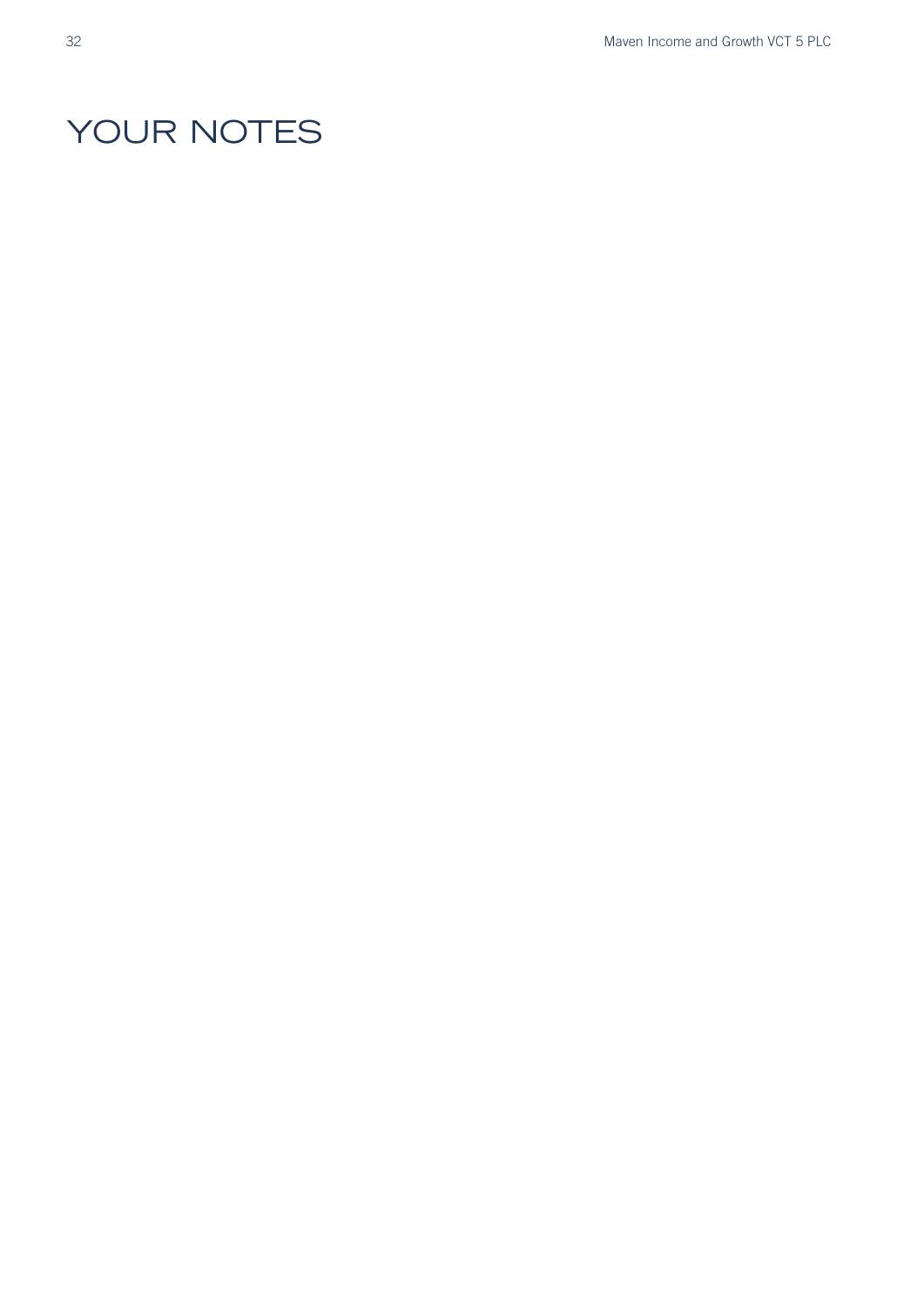# YOUR NOTES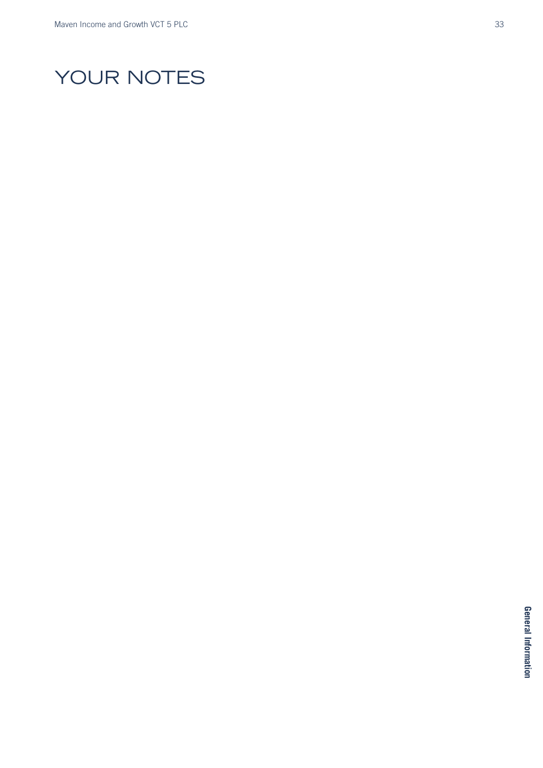# YOUR NOTES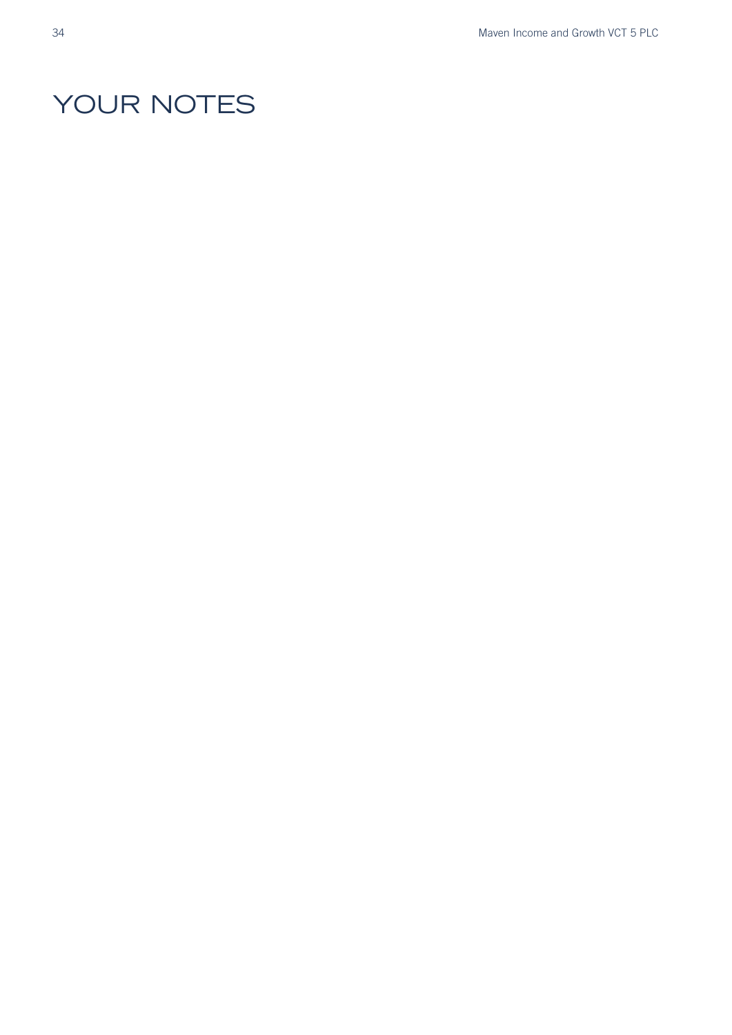# YOUR NOTES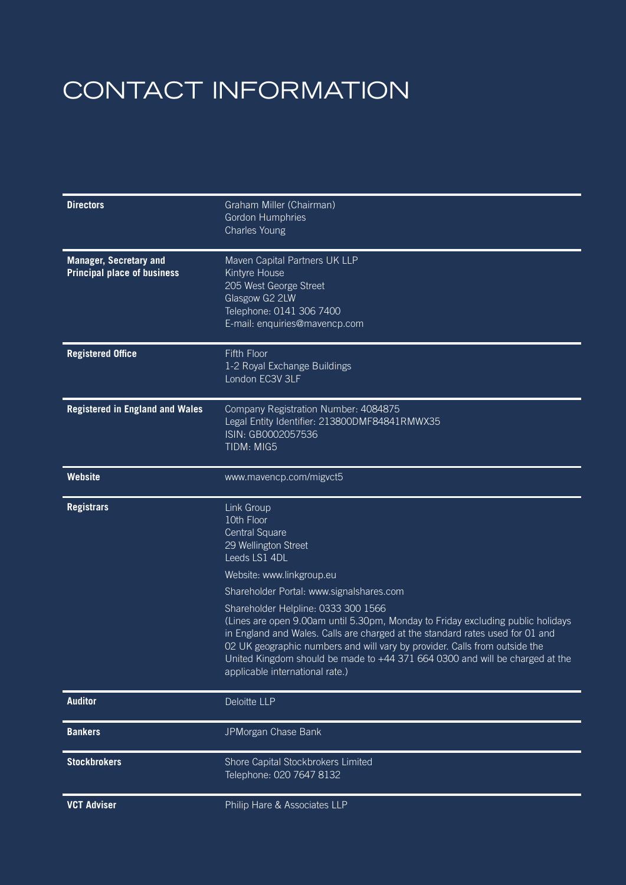# CONTACT INFORMATION

| | |
|---|---|
| **Directors** | Graham Miller (Chairman)<br>Gordon Humphries<br>Charles Young |
| **Manager, Secretary and Principal place of business** | Maven Capital Partners UK LLP<br>Kintyre House<br>205 West George Street<br>Glasgow G2 2LW<br>Telephone: 0141 306 7400<br>E-mail: enquiries@mavencp.com |
| **Registered Office** | Fifth Floor<br>1-2 Royal Exchange Buildings<br>London EC3V 3LF |
| **Registered in England and Wales** | Company Registration Number: 4084875<br>Legal Entity Identifier: 213800DMF84841RMWX35<br>ISIN: GB0002057536<br>TIDM: MIG5 |
| **Website** | www.mavencp.com/migvct5 |
| **Registrars** | Link Group<br>10th Floor<br>Central Square<br>29 Wellington Street<br>Leeds LS1 4DL<br><br>Website: www.linkgroup.eu<br><br>Shareholder Portal: www.signalshares.com<br><br>Shareholder Helpline: 0333 300 1566<br>(Lines are open 9.00am until 5.30pm, Monday to Friday excluding public holidays in England and Wales. Calls are charged at the standard rates used for 01 and 02 UK geographic numbers and will vary by provider. Calls from outside the United Kingdom should be made to +44 371 664 0300 and will be charged at the applicable international rate.) |
| **Auditor** | Deloitte LLP |
| **Bankers** | JPMorgan Chase Bank |
| **Stockbrokers** | Shore Capital Stockbrokers Limited<br>Telephone: 020 7647 8132 |
| **VCT Adviser** | Philip Hare & Associates LLP |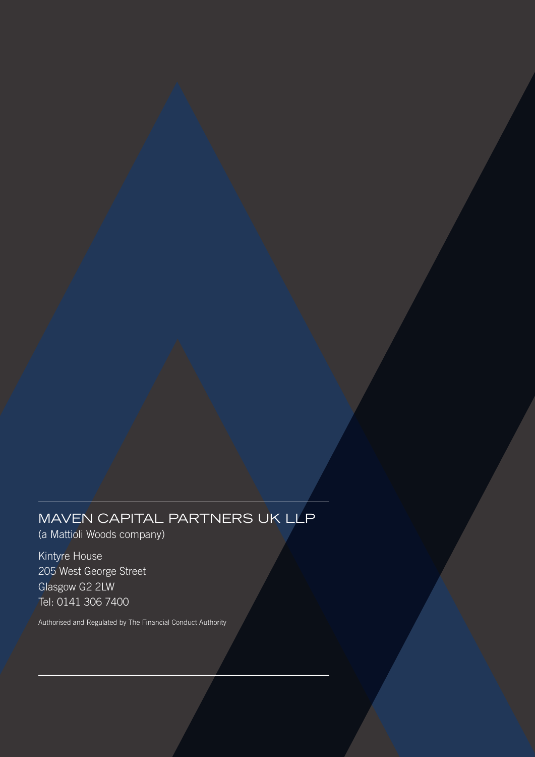MAVEN CAPITAL PARTNERS UK LLP
(a Mattioli Woods company)

Kintyre House
205 West George Street
Glasgow G2 2LW
Tel: 0141 306 7400

Authorised and Regulated by The Financial Conduct Authority